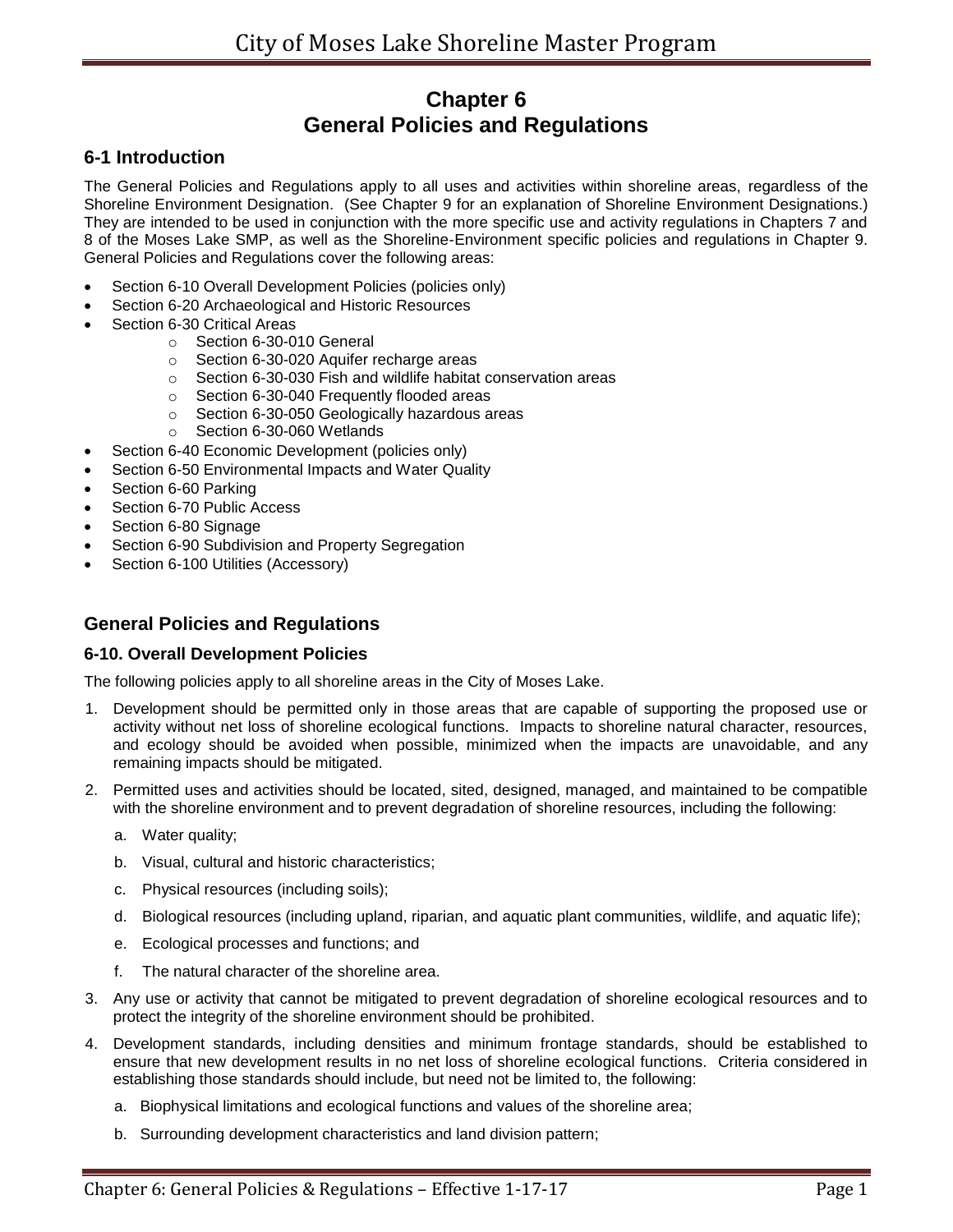# Chapter 6
# General Policies and Regulations

## 6-1 Introduction

The General Policies and Regulations apply to all uses and activities within shoreline areas, regardless of the Shoreline Environment Designation. (See Chapter 9 for an explanation of Shoreline Environment Designations.) They are intended to be used in conjunction with the more specific use and activity regulations in Chapters 7 and 8 of the Moses Lake SMP, as well as the Shoreline-Environment specific policies and regulations in Chapter 9. General Policies and Regulations cover the following areas:

- Section 6-10 Overall Development Policies (policies only)
- Section 6-20 Archaeological and Historic Resources
- Section 6-30 Critical Areas
  - Section 6-30-010 General
  - Section 6-30-020 Aquifer recharge areas
  - Section 6-30-030 Fish and wildlife habitat conservation areas
  - Section 6-30-040 Frequently flooded areas
  - Section 6-30-050 Geologically hazardous areas
  - Section 6-30-060 Wetlands
- Section 6-40 Economic Development (policies only)
- Section 6-50 Environmental Impacts and Water Quality
- Section 6-60 Parking
- Section 6-70 Public Access
- Section 6-80 Signage
- Section 6-90 Subdivision and Property Segregation
- Section 6-100 Utilities (Accessory)

## General Policies and Regulations

### 6-10. Overall Development Policies

The following policies apply to all shoreline areas in the City of Moses Lake.

1. Development should be permitted only in those areas that are capable of supporting the proposed use or activity without net loss of shoreline ecological functions. Impacts to shoreline natural character, resources, and ecology should be avoided when possible, minimized when the impacts are unavoidable, and any remaining impacts should be mitigated.
2. Permitted uses and activities should be located, sited, designed, managed, and maintained to be compatible with the shoreline environment and to prevent degradation of shoreline resources, including the following:
   a. Water quality;
   b. Visual, cultural and historic characteristics;
   c. Physical resources (including soils);
   d. Biological resources (including upland, riparian, and aquatic plant communities, wildlife, and aquatic life);
   e. Ecological processes and functions; and
   f. The natural character of the shoreline area.
3. Any use or activity that cannot be mitigated to prevent degradation of shoreline ecological resources and to protect the integrity of the shoreline environment should be prohibited.
4. Development standards, including densities and minimum frontage standards, should be established to ensure that new development results in no net loss of shoreline ecological functions. Criteria considered in establishing those standards should include, but need not be limited to, the following:
   a. Biophysical limitations and ecological functions and values of the shoreline area;
   b. Surrounding development characteristics and land division pattern;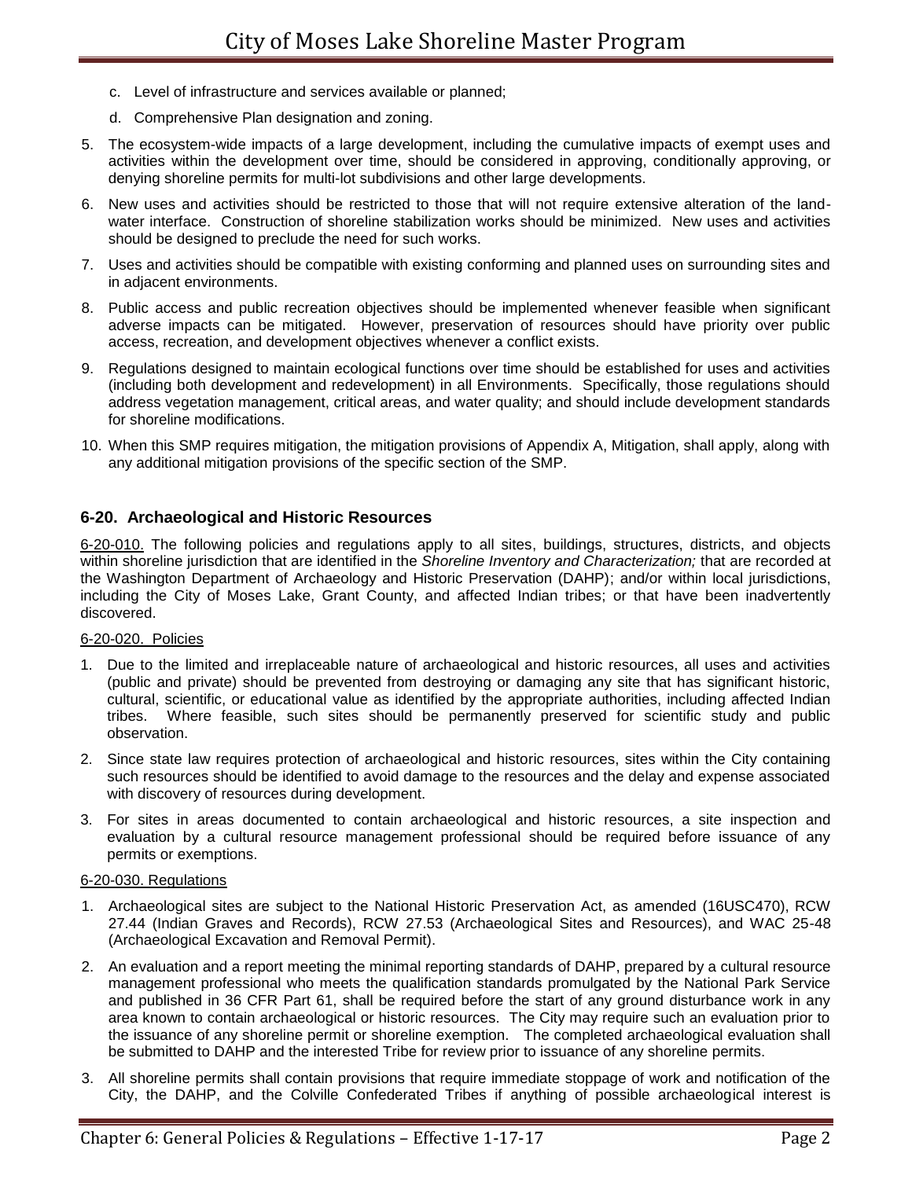c. Level of infrastructure and services available or planned;

d. Comprehensive Plan designation and zoning.

5. The ecosystem-wide impacts of a large development, including the cumulative impacts of exempt uses and activities within the development over time, should be considered in approving, conditionally approving, or denying shoreline permits for multi-lot subdivisions and other large developments.

6. New uses and activities should be restricted to those that will not require extensive alteration of the land-water interface. Construction of shoreline stabilization works should be minimized. New uses and activities should be designed to preclude the need for such works.

7. Uses and activities should be compatible with existing conforming and planned uses on surrounding sites and in adjacent environments.

8. Public access and public recreation objectives should be implemented whenever feasible when significant adverse impacts can be mitigated. However, preservation of resources should have priority over public access, recreation, and development objectives whenever a conflict exists.

9. Regulations designed to maintain ecological functions over time should be established for uses and activities (including both development and redevelopment) in all Environments. Specifically, those regulations should address vegetation management, critical areas, and water quality; and should include development standards for shoreline modifications.

10. When this SMP requires mitigation, the mitigation provisions of Appendix A, Mitigation, shall apply, along with any additional mitigation provisions of the specific section of the SMP.

## 6-20. Archaeological and Historic Resources

6-20-010. The following policies and regulations apply to all sites, buildings, structures, districts, and objects within shoreline jurisdiction that are identified in the *Shoreline Inventory and Characterization;* that are recorded at the Washington Department of Archaeology and Historic Preservation (DAHP); and/or within local jurisdictions, including the City of Moses Lake, Grant County, and affected Indian tribes; or that have been inadvertently discovered.

6-20-020. Policies

1. Due to the limited and irreplaceable nature of archaeological and historic resources, all uses and activities (public and private) should be prevented from destroying or damaging any site that has significant historic, cultural, scientific, or educational value as identified by the appropriate authorities, including affected Indian tribes. Where feasible, such sites should be permanently preserved for scientific study and public observation.

2. Since state law requires protection of archaeological and historic resources, sites within the City containing such resources should be identified to avoid damage to the resources and the delay and expense associated with discovery of resources during development.

3. For sites in areas documented to contain archaeological and historic resources, a site inspection and evaluation by a cultural resource management professional should be required before issuance of any permits or exemptions.

6-20-030. Regulations

1. Archaeological sites are subject to the National Historic Preservation Act, as amended (16USC470), RCW 27.44 (Indian Graves and Records), RCW 27.53 (Archaeological Sites and Resources), and WAC 25-48 (Archaeological Excavation and Removal Permit).

2. An evaluation and a report meeting the minimal reporting standards of DAHP, prepared by a cultural resource management professional who meets the qualification standards promulgated by the National Park Service and published in 36 CFR Part 61, shall be required before the start of any ground disturbance work in any area known to contain archaeological or historic resources. The City may require such an evaluation prior to the issuance of any shoreline permit or shoreline exemption. The completed archaeological evaluation shall be submitted to DAHP and the interested Tribe for review prior to issuance of any shoreline permits.

3. All shoreline permits shall contain provisions that require immediate stoppage of work and notification of the City, the DAHP, and the Colville Confederated Tribes if anything of possible archaeological interest is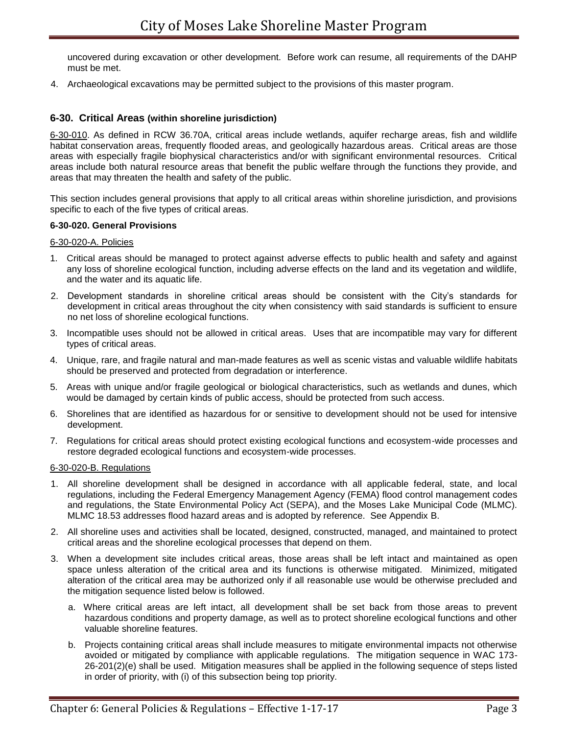uncovered during excavation or other development. Before work can resume, all requirements of the DAHP must be met.

4. Archaeological excavations may be permitted subject to the provisions of this master program.

## 6-30. Critical Areas (within shoreline jurisdiction)

6-30-010. As defined in RCW 36.70A, critical areas include wetlands, aquifer recharge areas, fish and wildlife habitat conservation areas, frequently flooded areas, and geologically hazardous areas. Critical areas are those areas with especially fragile biophysical characteristics and/or with significant environmental resources. Critical areas include both natural resource areas that benefit the public welfare through the functions they provide, and areas that may threaten the health and safety of the public.

This section includes general provisions that apply to all critical areas within shoreline jurisdiction, and provisions specific to each of the five types of critical areas.

### 6-30-020. General Provisions

6-30-020-A. Policies

1. Critical areas should be managed to protect against adverse effects to public health and safety and against any loss of shoreline ecological function, including adverse effects on the land and its vegetation and wildlife, and the water and its aquatic life.
2. Development standards in shoreline critical areas should be consistent with the City's standards for development in critical areas throughout the city when consistency with said standards is sufficient to ensure no net loss of shoreline ecological functions.
3. Incompatible uses should not be allowed in critical areas. Uses that are incompatible may vary for different types of critical areas.
4. Unique, rare, and fragile natural and man-made features as well as scenic vistas and valuable wildlife habitats should be preserved and protected from degradation or interference.
5. Areas with unique and/or fragile geological or biological characteristics, such as wetlands and dunes, which would be damaged by certain kinds of public access, should be protected from such access.
6. Shorelines that are identified as hazardous for or sensitive to development should not be used for intensive development.
7. Regulations for critical areas should protect existing ecological functions and ecosystem-wide processes and restore degraded ecological functions and ecosystem-wide processes.

6-30-020-B. Regulations

1. All shoreline development shall be designed in accordance with all applicable federal, state, and local regulations, including the Federal Emergency Management Agency (FEMA) flood control management codes and regulations, the State Environmental Policy Act (SEPA), and the Moses Lake Municipal Code (MLMC). MLMC 18.53 addresses flood hazard areas and is adopted by reference. See Appendix B.
2. All shoreline uses and activities shall be located, designed, constructed, managed, and maintained to protect critical areas and the shoreline ecological processes that depend on them.
3. When a development site includes critical areas, those areas shall be left intact and maintained as open space unless alteration of the critical area and its functions is otherwise mitigated. Minimized, mitigated alteration of the critical area may be authorized only if all reasonable use would be otherwise precluded and the mitigation sequence listed below is followed.
   a. Where critical areas are left intact, all development shall be set back from those areas to prevent hazardous conditions and property damage, as well as to protect shoreline ecological functions and other valuable shoreline features.
   b. Projects containing critical areas shall include measures to mitigate environmental impacts not otherwise avoided or mitigated by compliance with applicable regulations. The mitigation sequence in WAC 173-26-201(2)(e) shall be used. Mitigation measures shall be applied in the following sequence of steps listed in order of priority, with (i) of this subsection being top priority.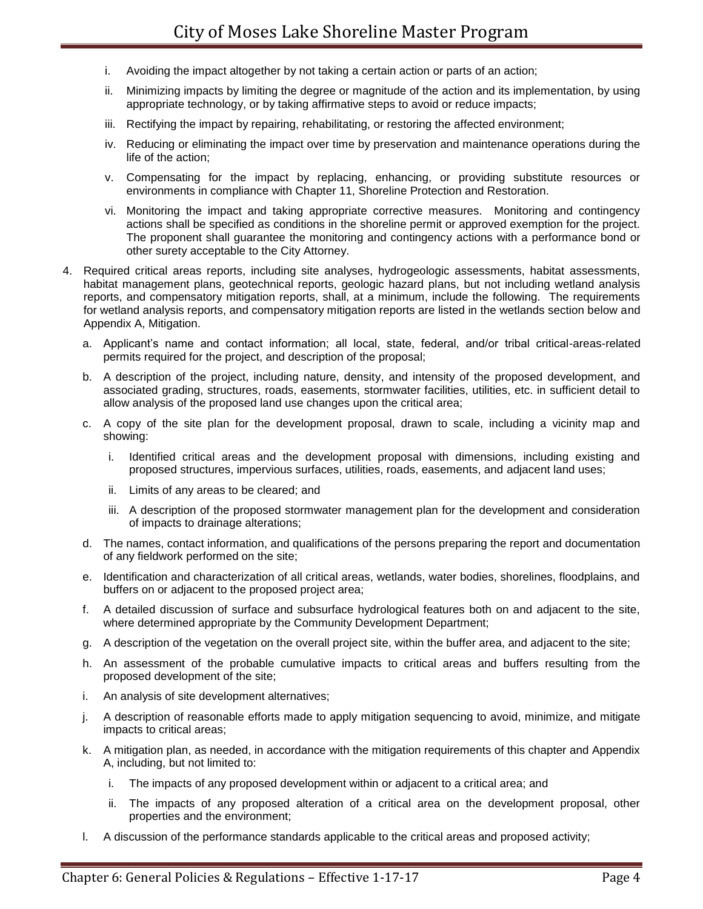i. Avoiding the impact altogether by not taking a certain action or parts of an action;

ii. Minimizing impacts by limiting the degree or magnitude of the action and its implementation, by using appropriate technology, or by taking affirmative steps to avoid or reduce impacts;

iii. Rectifying the impact by repairing, rehabilitating, or restoring the affected environment;

iv. Reducing or eliminating the impact over time by preservation and maintenance operations during the life of the action;

v. Compensating for the impact by replacing, enhancing, or providing substitute resources or environments in compliance with Chapter 11, Shoreline Protection and Restoration.

vi. Monitoring the impact and taking appropriate corrective measures. Monitoring and contingency actions shall be specified as conditions in the shoreline permit or approved exemption for the project. The proponent shall guarantee the monitoring and contingency actions with a performance bond or other surety acceptable to the City Attorney.

4. Required critical areas reports, including site analyses, hydrogeologic assessments, habitat assessments, habitat management plans, geotechnical reports, geologic hazard plans, but not including wetland analysis reports, and compensatory mitigation reports, shall, at a minimum, include the following. The requirements for wetland analysis reports, and compensatory mitigation reports are listed in the wetlands section below and Appendix A, Mitigation.

   a. Applicant's name and contact information; all local, state, federal, and/or tribal critical-areas-related permits required for the project, and description of the proposal;

   b. A description of the project, including nature, density, and intensity of the proposed development, and associated grading, structures, roads, easements, stormwater facilities, utilities, etc. in sufficient detail to allow analysis of the proposed land use changes upon the critical area;

   c. A copy of the site plan for the development proposal, drawn to scale, including a vicinity map and showing:

      i. Identified critical areas and the development proposal with dimensions, including existing and proposed structures, impervious surfaces, utilities, roads, easements, and adjacent land uses;

      ii. Limits of any areas to be cleared; and

      iii. A description of the proposed stormwater management plan for the development and consideration of impacts to drainage alterations;

   d. The names, contact information, and qualifications of the persons preparing the report and documentation of any fieldwork performed on the site;

   e. Identification and characterization of all critical areas, wetlands, water bodies, shorelines, floodplains, and buffers on or adjacent to the proposed project area;

   f. A detailed discussion of surface and subsurface hydrological features both on and adjacent to the site, where determined appropriate by the Community Development Department;

   g. A description of the vegetation on the overall project site, within the buffer area, and adjacent to the site;

   h. An assessment of the probable cumulative impacts to critical areas and buffers resulting from the proposed development of the site;

   i. An analysis of site development alternatives;

   j. A description of reasonable efforts made to apply mitigation sequencing to avoid, minimize, and mitigate impacts to critical areas;

   k. A mitigation plan, as needed, in accordance with the mitigation requirements of this chapter and Appendix A, including, but not limited to:

      i. The impacts of any proposed development within or adjacent to a critical area; and

      ii. The impacts of any proposed alteration of a critical area on the development proposal, other properties and the environment;

   l. A discussion of the performance standards applicable to the critical areas and proposed activity;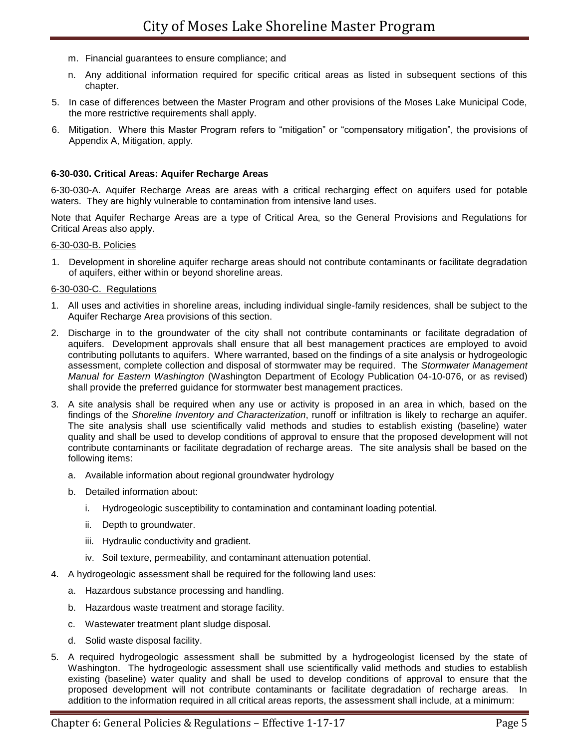m. Financial guarantees to ensure compliance; and

n. Any additional information required for specific critical areas as listed in subsequent sections of this chapter.

5. In case of differences between the Master Program and other provisions of the Moses Lake Municipal Code, the more restrictive requirements shall apply.

6. Mitigation. Where this Master Program refers to "mitigation" or "compensatory mitigation", the provisions of Appendix A, Mitigation, apply.

### 6-30-030. Critical Areas: Aquifer Recharge Areas

6-30-030-A. Aquifer Recharge Areas are areas with a critical recharging effect on aquifers used for potable waters. They are highly vulnerable to contamination from intensive land uses.

Note that Aquifer Recharge Areas are a type of Critical Area, so the General Provisions and Regulations for Critical Areas also apply.

6-30-030-B. Policies

1. Development in shoreline aquifer recharge areas should not contribute contaminants or facilitate degradation of aquifers, either within or beyond shoreline areas.

6-30-030-C. Regulations

1. All uses and activities in shoreline areas, including individual single-family residences, shall be subject to the Aquifer Recharge Area provisions of this section.
2. Discharge in to the groundwater of the city shall not contribute contaminants or facilitate degradation of aquifers. Development approvals shall ensure that all best management practices are employed to avoid contributing pollutants to aquifers. Where warranted, based on the findings of a site analysis or hydrogeologic assessment, complete collection and disposal of stormwater may be required. The *Stormwater Management Manual for Eastern Washington* (Washington Department of Ecology Publication 04-10-076, or as revised) shall provide the preferred guidance for stormwater best management practices.
3. A site analysis shall be required when any use or activity is proposed in an area in which, based on the findings of the *Shoreline Inventory and Characterization*, runoff or infiltration is likely to recharge an aquifer. The site analysis shall use scientifically valid methods and studies to establish existing (baseline) water quality and shall be used to develop conditions of approval to ensure that the proposed development will not contribute contaminants or facilitate degradation of recharge areas. The site analysis shall be based on the following items:
   a. Available information about regional groundwater hydrology
   b. Detailed information about:
      i. Hydrogeologic susceptibility to contamination and contaminant loading potential.
      ii. Depth to groundwater.
      iii. Hydraulic conductivity and gradient.
      iv. Soil texture, permeability, and contaminant attenuation potential.
4. A hydrogeologic assessment shall be required for the following land uses:
   a. Hazardous substance processing and handling.
   b. Hazardous waste treatment and storage facility.
   c. Wastewater treatment plant sludge disposal.
   d. Solid waste disposal facility.
5. A required hydrogeologic assessment shall be submitted by a hydrogeologist licensed by the state of Washington. The hydrogeologic assessment shall use scientifically valid methods and studies to establish existing (baseline) water quality and shall be used to develop conditions of approval to ensure that the proposed development will not contribute contaminants or facilitate degradation of recharge areas. In addition to the information required in all critical areas reports, the assessment shall include, at a minimum: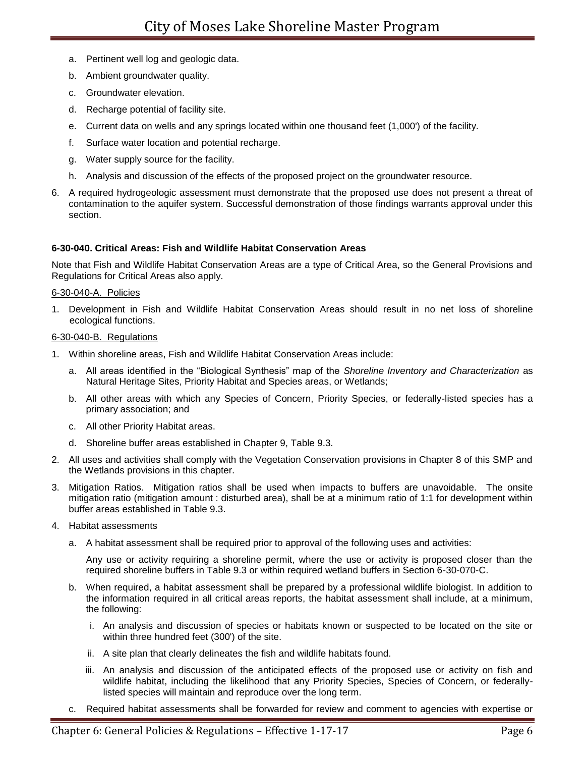a. Pertinent well log and geologic data.

b. Ambient groundwater quality.

c. Groundwater elevation.

d. Recharge potential of facility site.

e. Current data on wells and any springs located within one thousand feet (1,000') of the facility.

f. Surface water location and potential recharge.

g. Water supply source for the facility.

h. Analysis and discussion of the effects of the proposed project on the groundwater resource.

6. A required hydrogeologic assessment must demonstrate that the proposed use does not present a threat of contamination to the aquifer system. Successful demonstration of those findings warrants approval under this section.

**6-30-040. Critical Areas: Fish and Wildlife Habitat Conservation Areas**

Note that Fish and Wildlife Habitat Conservation Areas are a type of Critical Area, so the General Provisions and Regulations for Critical Areas also apply.

6-30-040-A. Policies

1. Development in Fish and Wildlife Habitat Conservation Areas should result in no net loss of shoreline ecological functions.

6-30-040-B. Regulations

1. Within shoreline areas, Fish and Wildlife Habitat Conservation Areas include:
   a. All areas identified in the "Biological Synthesis" map of the *Shoreline Inventory and Characterization* as Natural Heritage Sites, Priority Habitat and Species areas, or Wetlands;
   b. All other areas with which any Species of Concern, Priority Species, or federally-listed species has a primary association; and
   c. All other Priority Habitat areas.
   d. Shoreline buffer areas established in Chapter 9, Table 9.3.
2. All uses and activities shall comply with the Vegetation Conservation provisions in Chapter 8 of this SMP and the Wetlands provisions in this chapter.
3. Mitigation Ratios. Mitigation ratios shall be used when impacts to buffers are unavoidable. The onsite mitigation ratio (mitigation amount : disturbed area), shall be at a minimum ratio of 1:1 for development within buffer areas established in Table 9.3.
4. Habitat assessments
   a. A habitat assessment shall be required prior to approval of the following uses and activities:

      Any use or activity requiring a shoreline permit, where the use or activity is proposed closer than the required shoreline buffers in Table 9.3 or within required wetland buffers in Section 6-30-070-C.
   b. When required, a habitat assessment shall be prepared by a professional wildlife biologist. In addition to the information required in all critical areas reports, the habitat assessment shall include, at a minimum, the following:
      i. An analysis and discussion of species or habitats known or suspected to be located on the site or within three hundred feet (300') of the site.
      ii. A site plan that clearly delineates the fish and wildlife habitats found.
      iii. An analysis and discussion of the anticipated effects of the proposed use or activity on fish and wildlife habitat, including the likelihood that any Priority Species, Species of Concern, or federally-listed species will maintain and reproduce over the long term.
   c. Required habitat assessments shall be forwarded for review and comment to agencies with expertise or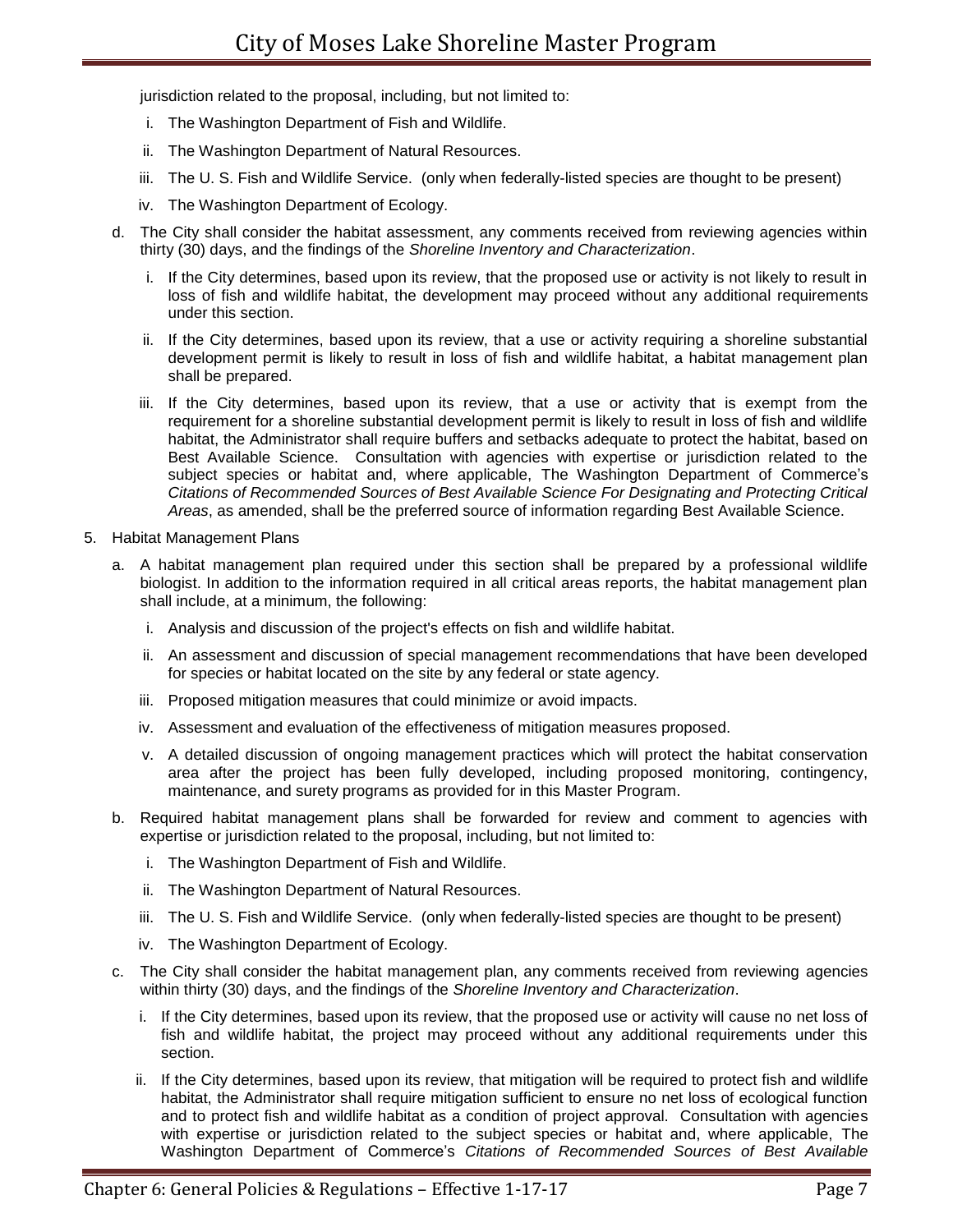jurisdiction related to the proposal, including, but not limited to:

   i. The Washington Department of Fish and Wildlife.

   ii. The Washington Department of Natural Resources.

   iii. The U. S. Fish and Wildlife Service. (only when federally-listed species are thought to be present)

   iv. The Washington Department of Ecology.

d. The City shall consider the habitat assessment, any comments received from reviewing agencies within thirty (30) days, and the findings of the *Shoreline Inventory and Characterization*.

   i. If the City determines, based upon its review, that the proposed use or activity is not likely to result in loss of fish and wildlife habitat, the development may proceed without any additional requirements under this section.

   ii. If the City determines, based upon its review, that a use or activity requiring a shoreline substantial development permit is likely to result in loss of fish and wildlife habitat, a habitat management plan shall be prepared.

   iii. If the City determines, based upon its review, that a use or activity that is exempt from the requirement for a shoreline substantial development permit is likely to result in loss of fish and wildlife habitat, the Administrator shall require buffers and setbacks adequate to protect the habitat, based on Best Available Science. Consultation with agencies with expertise or jurisdiction related to the subject species or habitat and, where applicable, The Washington Department of Commerce's *Citations of Recommended Sources of Best Available Science For Designating and Protecting Critical Areas*, as amended, shall be the preferred source of information regarding Best Available Science.

5. Habitat Management Plans

   a. A habitat management plan required under this section shall be prepared by a professional wildlife biologist. In addition to the information required in all critical areas reports, the habitat management plan shall include, at a minimum, the following:

      i. Analysis and discussion of the project's effects on fish and wildlife habitat.

      ii. An assessment and discussion of special management recommendations that have been developed for species or habitat located on the site by any federal or state agency.

      iii. Proposed mitigation measures that could minimize or avoid impacts.

      iv. Assessment and evaluation of the effectiveness of mitigation measures proposed.

      v. A detailed discussion of ongoing management practices which will protect the habitat conservation area after the project has been fully developed, including proposed monitoring, contingency, maintenance, and surety programs as provided for in this Master Program.

   b. Required habitat management plans shall be forwarded for review and comment to agencies with expertise or jurisdiction related to the proposal, including, but not limited to:

      i. The Washington Department of Fish and Wildlife.

      ii. The Washington Department of Natural Resources.

      iii. The U. S. Fish and Wildlife Service. (only when federally-listed species are thought to be present)

      iv. The Washington Department of Ecology.

   c. The City shall consider the habitat management plan, any comments received from reviewing agencies within thirty (30) days, and the findings of the *Shoreline Inventory and Characterization*.

      i. If the City determines, based upon its review, that the proposed use or activity will cause no net loss of fish and wildlife habitat, the project may proceed without any additional requirements under this section.

      ii. If the City determines, based upon its review, that mitigation will be required to protect fish and wildlife habitat, the Administrator shall require mitigation sufficient to ensure no net loss of ecological function and to protect fish and wildlife habitat as a condition of project approval. Consultation with agencies with expertise or jurisdiction related to the subject species or habitat and, where applicable, The Washington Department of Commerce's *Citations of Recommended Sources of Best Available*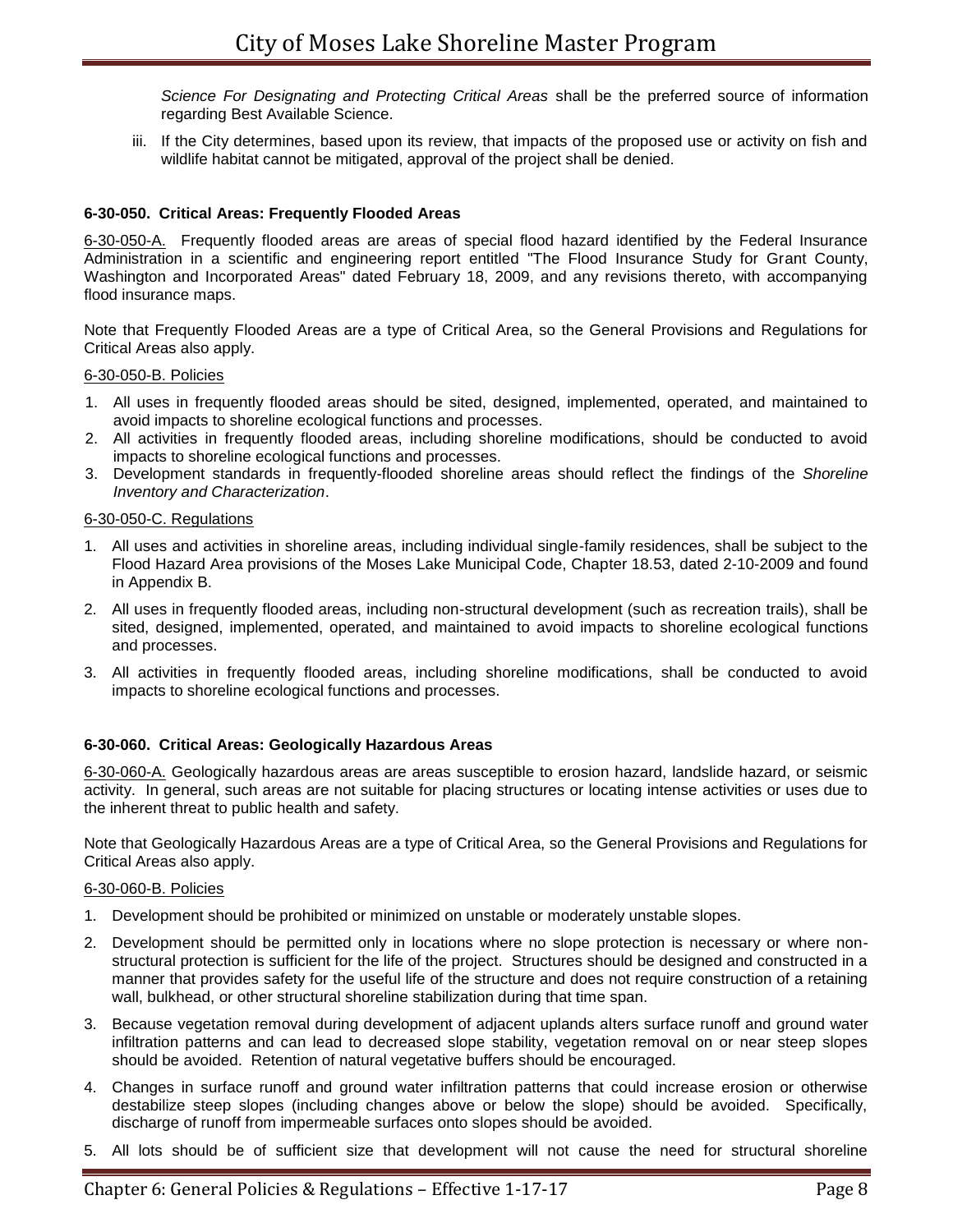*Science For Designating and Protecting Critical Areas* shall be the preferred source of information regarding Best Available Science.

iii. If the City determines, based upon its review, that impacts of the proposed use or activity on fish and wildlife habitat cannot be mitigated, approval of the project shall be denied.

**6-30-050. Critical Areas: Frequently Flooded Areas**

6-30-050-A. Frequently flooded areas are areas of special flood hazard identified by the Federal Insurance Administration in a scientific and engineering report entitled "The Flood Insurance Study for Grant County, Washington and Incorporated Areas" dated February 18, 2009, and any revisions thereto, with accompanying flood insurance maps.

Note that Frequently Flooded Areas are a type of Critical Area, so the General Provisions and Regulations for Critical Areas also apply.

6-30-050-B. Policies

1. All uses in frequently flooded areas should be sited, designed, implemented, operated, and maintained to avoid impacts to shoreline ecological functions and processes.
2. All activities in frequently flooded areas, including shoreline modifications, should be conducted to avoid impacts to shoreline ecological functions and processes.
3. Development standards in frequently-flooded shoreline areas should reflect the findings of the *Shoreline Inventory and Characterization*.

6-30-050-C. Regulations

1. All uses and activities in shoreline areas, including individual single-family residences, shall be subject to the Flood Hazard Area provisions of the Moses Lake Municipal Code, Chapter 18.53, dated 2-10-2009 and found in Appendix B.
2. All uses in frequently flooded areas, including non-structural development (such as recreation trails), shall be sited, designed, implemented, operated, and maintained to avoid impacts to shoreline ecological functions and processes.
3. All activities in frequently flooded areas, including shoreline modifications, shall be conducted to avoid impacts to shoreline ecological functions and processes.

**6-30-060. Critical Areas: Geologically Hazardous Areas**

6-30-060-A. Geologically hazardous areas are areas susceptible to erosion hazard, landslide hazard, or seismic activity. In general, such areas are not suitable for placing structures or locating intense activities or uses due to the inherent threat to public health and safety.

Note that Geologically Hazardous Areas are a type of Critical Area, so the General Provisions and Regulations for Critical Areas also apply.

6-30-060-B. Policies

1. Development should be prohibited or minimized on unstable or moderately unstable slopes.
2. Development should be permitted only in locations where no slope protection is necessary or where non-structural protection is sufficient for the life of the project. Structures should be designed and constructed in a manner that provides safety for the useful life of the structure and does not require construction of a retaining wall, bulkhead, or other structural shoreline stabilization during that time span.
3. Because vegetation removal during development of adjacent uplands alters surface runoff and ground water infiltration patterns and can lead to decreased slope stability, vegetation removal on or near steep slopes should be avoided. Retention of natural vegetative buffers should be encouraged.
4. Changes in surface runoff and ground water infiltration patterns that could increase erosion or otherwise destabilize steep slopes (including changes above or below the slope) should be avoided. Specifically, discharge of runoff from impermeable surfaces onto slopes should be avoided.
5. All lots should be of sufficient size that development will not cause the need for structural shoreline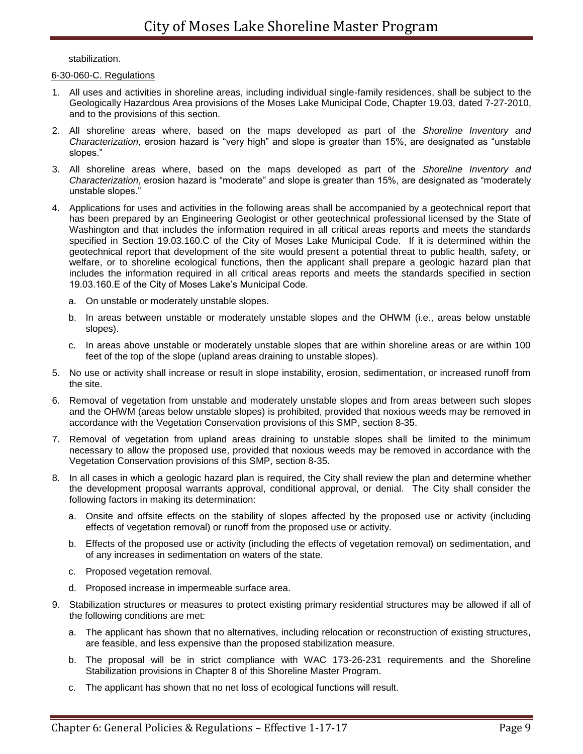stabilization.

6-30-060-C. Regulations

1. All uses and activities in shoreline areas, including individual single-family residences, shall be subject to the Geologically Hazardous Area provisions of the Moses Lake Municipal Code, Chapter 19.03, dated 7-27-2010, and to the provisions of this section.

2. All shoreline areas where, based on the maps developed as part of the *Shoreline Inventory and Characterization*, erosion hazard is "very high" and slope is greater than 15%, are designated as "unstable slopes."

3. All shoreline areas where, based on the maps developed as part of the *Shoreline Inventory and Characterization*, erosion hazard is "moderate" and slope is greater than 15%, are designated as "moderately unstable slopes."

4. Applications for uses and activities in the following areas shall be accompanied by a geotechnical report that has been prepared by an Engineering Geologist or other geotechnical professional licensed by the State of Washington and that includes the information required in all critical areas reports and meets the standards specified in Section 19.03.160.C of the City of Moses Lake Municipal Code. If it is determined within the geotechnical report that development of the site would present a potential threat to public health, safety, or welfare, or to shoreline ecological functions, then the applicant shall prepare a geologic hazard plan that includes the information required in all critical areas reports and meets the standards specified in section 19.03.160.E of the City of Moses Lake's Municipal Code.

   a. On unstable or moderately unstable slopes.

   b. In areas between unstable or moderately unstable slopes and the OHWM (i.e., areas below unstable slopes).

   c. In areas above unstable or moderately unstable slopes that are within shoreline areas or are within 100 feet of the top of the slope (upland areas draining to unstable slopes).

5. No use or activity shall increase or result in slope instability, erosion, sedimentation, or increased runoff from the site.

6. Removal of vegetation from unstable and moderately unstable slopes and from areas between such slopes and the OHWM (areas below unstable slopes) is prohibited, provided that noxious weeds may be removed in accordance with the Vegetation Conservation provisions of this SMP, section 8-35.

7. Removal of vegetation from upland areas draining to unstable slopes shall be limited to the minimum necessary to allow the proposed use, provided that noxious weeds may be removed in accordance with the Vegetation Conservation provisions of this SMP, section 8-35.

8. In all cases in which a geologic hazard plan is required, the City shall review the plan and determine whether the development proposal warrants approval, conditional approval, or denial. The City shall consider the following factors in making its determination:

   a. Onsite and offsite effects on the stability of slopes affected by the proposed use or activity (including effects of vegetation removal) or runoff from the proposed use or activity.

   b. Effects of the proposed use or activity (including the effects of vegetation removal) on sedimentation, and of any increases in sedimentation on waters of the state.

   c. Proposed vegetation removal.

   d. Proposed increase in impermeable surface area.

9. Stabilization structures or measures to protect existing primary residential structures may be allowed if all of the following conditions are met:

   a. The applicant has shown that no alternatives, including relocation or reconstruction of existing structures, are feasible, and less expensive than the proposed stabilization measure.

   b. The proposal will be in strict compliance with WAC 173-26-231 requirements and the Shoreline Stabilization provisions in Chapter 8 of this Shoreline Master Program.

   c. The applicant has shown that no net loss of ecological functions will result.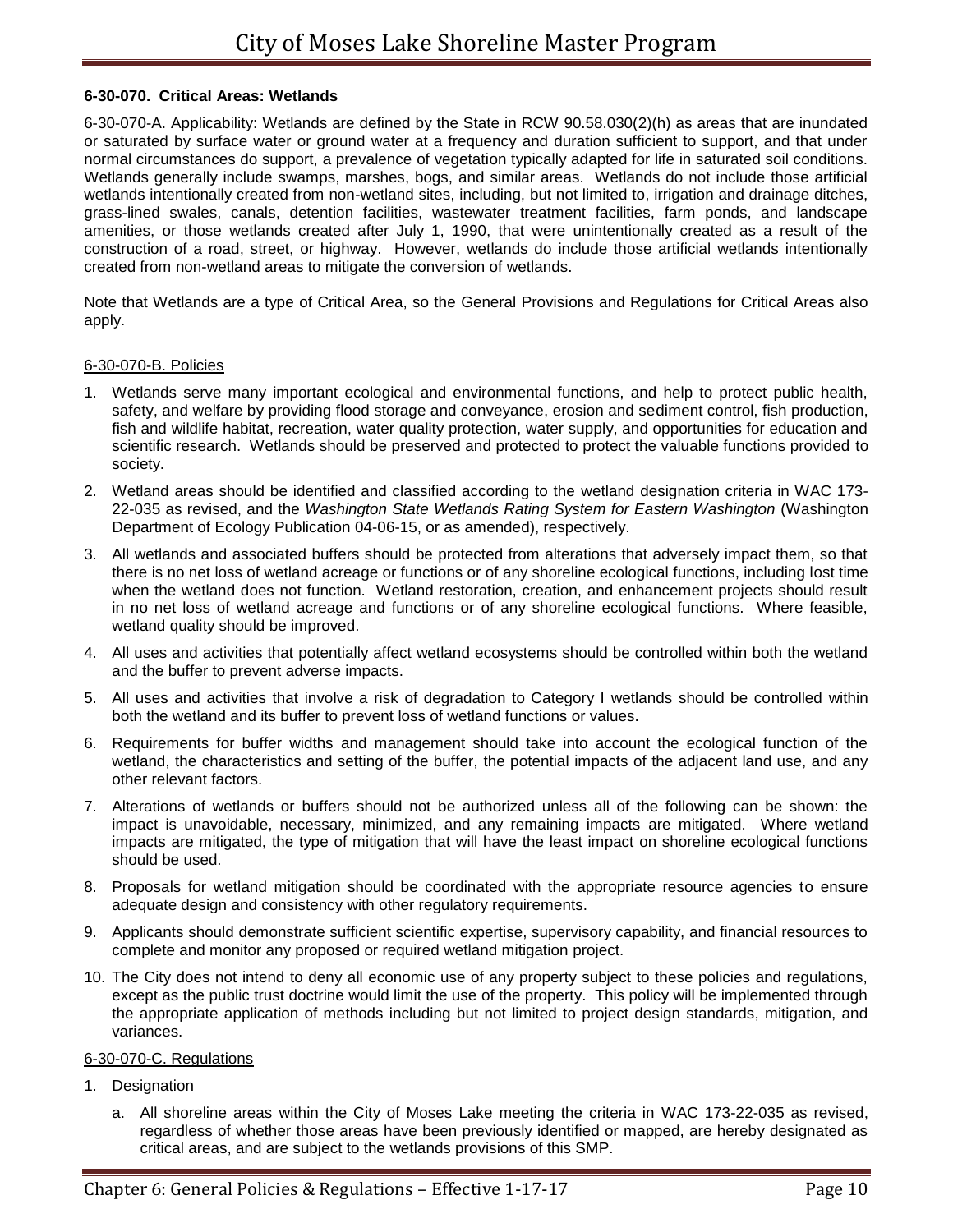**6-30-070. Critical Areas: Wetlands**

6-30-070-A. Applicability: Wetlands are defined by the State in RCW 90.58.030(2)(h) as areas that are inundated or saturated by surface water or ground water at a frequency and duration sufficient to support, and that under normal circumstances do support, a prevalence of vegetation typically adapted for life in saturated soil conditions. Wetlands generally include swamps, marshes, bogs, and similar areas. Wetlands do not include those artificial wetlands intentionally created from non-wetland sites, including, but not limited to, irrigation and drainage ditches, grass-lined swales, canals, detention facilities, wastewater treatment facilities, farm ponds, and landscape amenities, or those wetlands created after July 1, 1990, that were unintentionally created as a result of the construction of a road, street, or highway. However, wetlands do include those artificial wetlands intentionally created from non-wetland areas to mitigate the conversion of wetlands.

Note that Wetlands are a type of Critical Area, so the General Provisions and Regulations for Critical Areas also apply.

6-30-070-B. Policies

1. Wetlands serve many important ecological and environmental functions, and help to protect public health, safety, and welfare by providing flood storage and conveyance, erosion and sediment control, fish production, fish and wildlife habitat, recreation, water quality protection, water supply, and opportunities for education and scientific research. Wetlands should be preserved and protected to protect the valuable functions provided to society.
2. Wetland areas should be identified and classified according to the wetland designation criteria in WAC 173-22-035 as revised, and the *Washington State Wetlands Rating System for Eastern Washington* (Washington Department of Ecology Publication 04-06-15, or as amended), respectively.
3. All wetlands and associated buffers should be protected from alterations that adversely impact them, so that there is no net loss of wetland acreage or functions or of any shoreline ecological functions, including lost time when the wetland does not function. Wetland restoration, creation, and enhancement projects should result in no net loss of wetland acreage and functions or of any shoreline ecological functions. Where feasible, wetland quality should be improved.
4. All uses and activities that potentially affect wetland ecosystems should be controlled within both the wetland and the buffer to prevent adverse impacts.
5. All uses and activities that involve a risk of degradation to Category I wetlands should be controlled within both the wetland and its buffer to prevent loss of wetland functions or values.
6. Requirements for buffer widths and management should take into account the ecological function of the wetland, the characteristics and setting of the buffer, the potential impacts of the adjacent land use, and any other relevant factors.
7. Alterations of wetlands or buffers should not be authorized unless all of the following can be shown: the impact is unavoidable, necessary, minimized, and any remaining impacts are mitigated. Where wetland impacts are mitigated, the type of mitigation that will have the least impact on shoreline ecological functions should be used.
8. Proposals for wetland mitigation should be coordinated with the appropriate resource agencies to ensure adequate design and consistency with other regulatory requirements.
9. Applicants should demonstrate sufficient scientific expertise, supervisory capability, and financial resources to complete and monitor any proposed or required wetland mitigation project.
10. The City does not intend to deny all economic use of any property subject to these policies and regulations, except as the public trust doctrine would limit the use of the property. This policy will be implemented through the appropriate application of methods including but not limited to project design standards, mitigation, and variances.

6-30-070-C. Regulations

1. Designation
   a. All shoreline areas within the City of Moses Lake meeting the criteria in WAC 173-22-035 as revised, regardless of whether those areas have been previously identified or mapped, are hereby designated as critical areas, and are subject to the wetlands provisions of this SMP.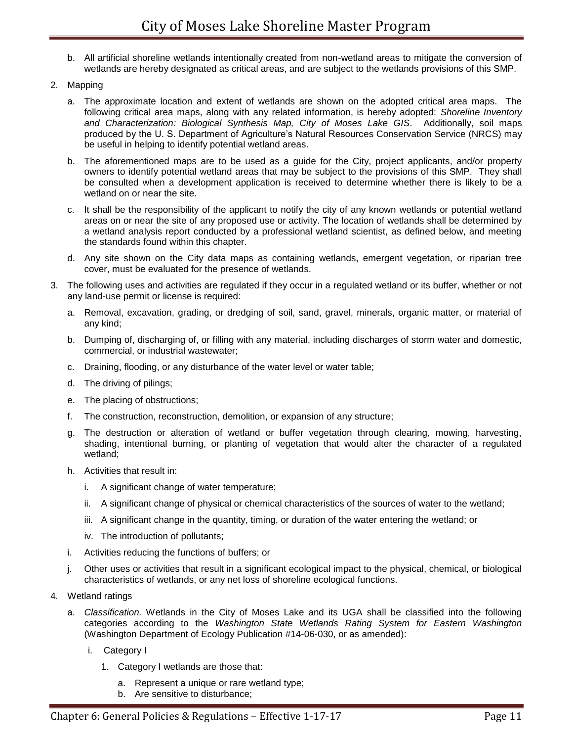b. All artificial shoreline wetlands intentionally created from non-wetland areas to mitigate the conversion of wetlands are hereby designated as critical areas, and are subject to the wetlands provisions of this SMP.

2. Mapping

   a. The approximate location and extent of wetlands are shown on the adopted critical area maps. The following critical area maps, along with any related information, is hereby adopted: *Shoreline Inventory and Characterization: Biological Synthesis Map, City of Moses Lake GIS*. Additionally, soil maps produced by the U. S. Department of Agriculture's Natural Resources Conservation Service (NRCS) may be useful in helping to identify potential wetland areas.

   b. The aforementioned maps are to be used as a guide for the City, project applicants, and/or property owners to identify potential wetland areas that may be subject to the provisions of this SMP. They shall be consulted when a development application is received to determine whether there is likely to be a wetland on or near the site.

   c. It shall be the responsibility of the applicant to notify the city of any known wetlands or potential wetland areas on or near the site of any proposed use or activity. The location of wetlands shall be determined by a wetland analysis report conducted by a professional wetland scientist, as defined below, and meeting the standards found within this chapter.

   d. Any site shown on the City data maps as containing wetlands, emergent vegetation, or riparian tree cover, must be evaluated for the presence of wetlands.

3. The following uses and activities are regulated if they occur in a regulated wetland or its buffer, whether or not any land-use permit or license is required:

   a. Removal, excavation, grading, or dredging of soil, sand, gravel, minerals, organic matter, or material of any kind;

   b. Dumping of, discharging of, or filling with any material, including discharges of storm water and domestic, commercial, or industrial wastewater;

   c. Draining, flooding, or any disturbance of the water level or water table;

   d. The driving of pilings;

   e. The placing of obstructions;

   f. The construction, reconstruction, demolition, or expansion of any structure;

   g. The destruction or alteration of wetland or buffer vegetation through clearing, mowing, harvesting, shading, intentional burning, or planting of vegetation that would alter the character of a regulated wetland;

   h. Activities that result in:

      i. A significant change of water temperature;

      ii. A significant change of physical or chemical characteristics of the sources of water to the wetland;

      iii. A significant change in the quantity, timing, or duration of the water entering the wetland; or

      iv. The introduction of pollutants;

   i. Activities reducing the functions of buffers; or

   j. Other uses or activities that result in a significant ecological impact to the physical, chemical, or biological characteristics of wetlands, or any net loss of shoreline ecological functions.

4. Wetland ratings

   a. *Classification.* Wetlands in the City of Moses Lake and its UGA shall be classified into the following categories according to the *Washington State Wetlands Rating System for Eastern Washington* (Washington Department of Ecology Publication #14-06-030, or as amended):

      i. Category I

         1. Category I wetlands are those that:

            a. Represent a unique or rare wetland type;
            b. Are sensitive to disturbance;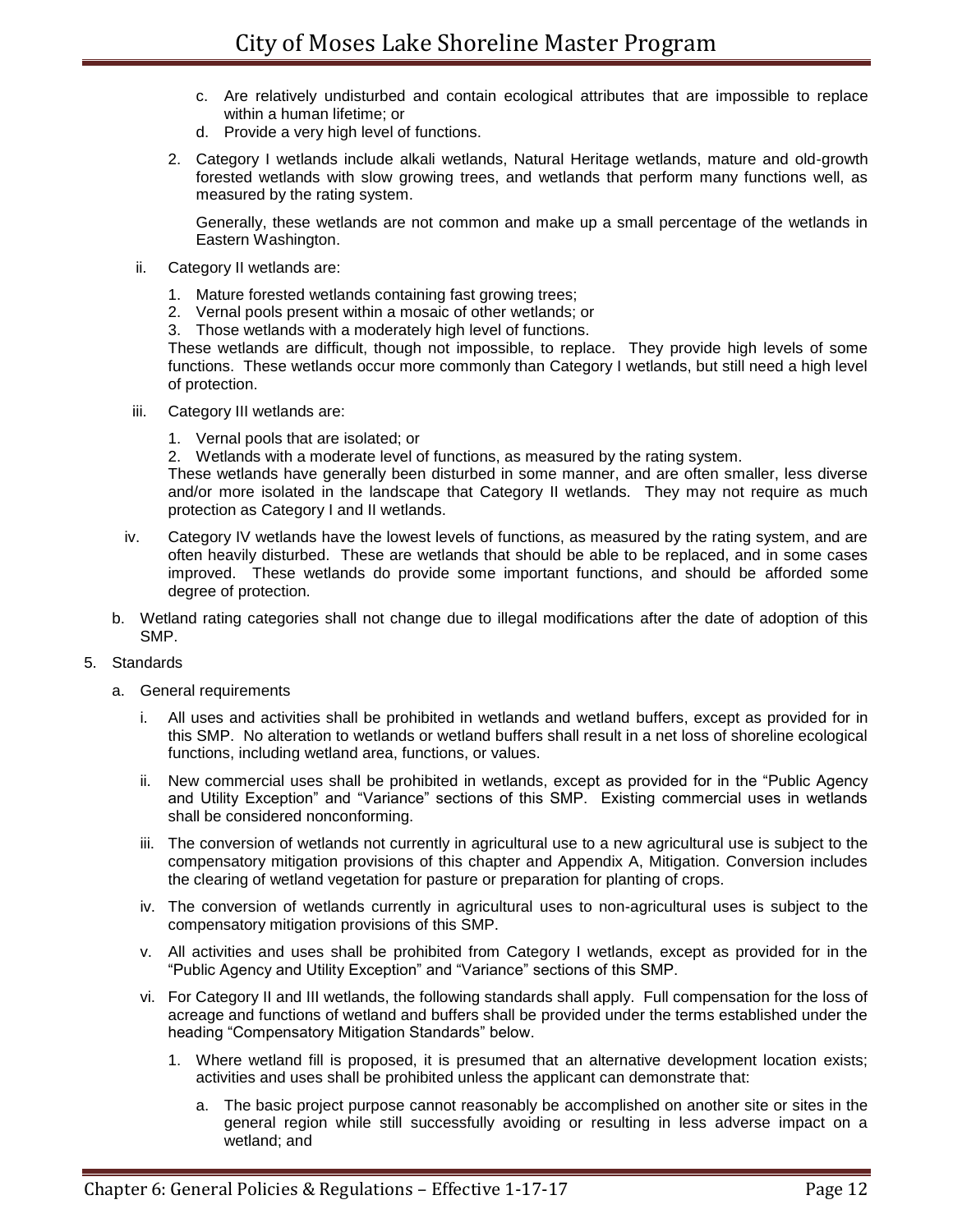c. Are relatively undisturbed and contain ecological attributes that are impossible to replace within a human lifetime; or
d. Provide a very high level of functions.

2. Category I wetlands include alkali wetlands, Natural Heritage wetlands, mature and old-growth forested wetlands with slow growing trees, and wetlands that perform many functions well, as measured by the rating system.

   Generally, these wetlands are not common and make up a small percentage of the wetlands in Eastern Washington.

ii. Category II wetlands are:

1. Mature forested wetlands containing fast growing trees;
2. Vernal pools present within a mosaic of other wetlands; or
3. Those wetlands with a moderately high level of functions.

These wetlands are difficult, though not impossible, to replace. They provide high levels of some functions. These wetlands occur more commonly than Category I wetlands, but still need a high level of protection.

iii. Category III wetlands are:

1. Vernal pools that are isolated; or
2. Wetlands with a moderate level of functions, as measured by the rating system.

These wetlands have generally been disturbed in some manner, and are often smaller, less diverse and/or more isolated in the landscape that Category II wetlands. They may not require as much protection as Category I and II wetlands.

iv. Category IV wetlands have the lowest levels of functions, as measured by the rating system, and are often heavily disturbed. These are wetlands that should be able to be replaced, and in some cases improved. These wetlands do provide some important functions, and should be afforded some degree of protection.

b. Wetland rating categories shall not change due to illegal modifications after the date of adoption of this SMP.

5. Standards

a. General requirements

i. All uses and activities shall be prohibited in wetlands and wetland buffers, except as provided for in this SMP. No alteration to wetlands or wetland buffers shall result in a net loss of shoreline ecological functions, including wetland area, functions, or values.

ii. New commercial uses shall be prohibited in wetlands, except as provided for in the "Public Agency and Utility Exception" and "Variance" sections of this SMP. Existing commercial uses in wetlands shall be considered nonconforming.

iii. The conversion of wetlands not currently in agricultural use to a new agricultural use is subject to the compensatory mitigation provisions of this chapter and Appendix A, Mitigation. Conversion includes the clearing of wetland vegetation for pasture or preparation for planting of crops.

iv. The conversion of wetlands currently in agricultural uses to non-agricultural uses is subject to the compensatory mitigation provisions of this SMP.

v. All activities and uses shall be prohibited from Category I wetlands, except as provided for in the "Public Agency and Utility Exception" and "Variance" sections of this SMP.

vi. For Category II and III wetlands, the following standards shall apply. Full compensation for the loss of acreage and functions of wetland and buffers shall be provided under the terms established under the heading "Compensatory Mitigation Standards" below.

1. Where wetland fill is proposed, it is presumed that an alternative development location exists; activities and uses shall be prohibited unless the applicant can demonstrate that:

   a. The basic project purpose cannot reasonably be accomplished on another site or sites in the general region while still successfully avoiding or resulting in less adverse impact on a wetland; and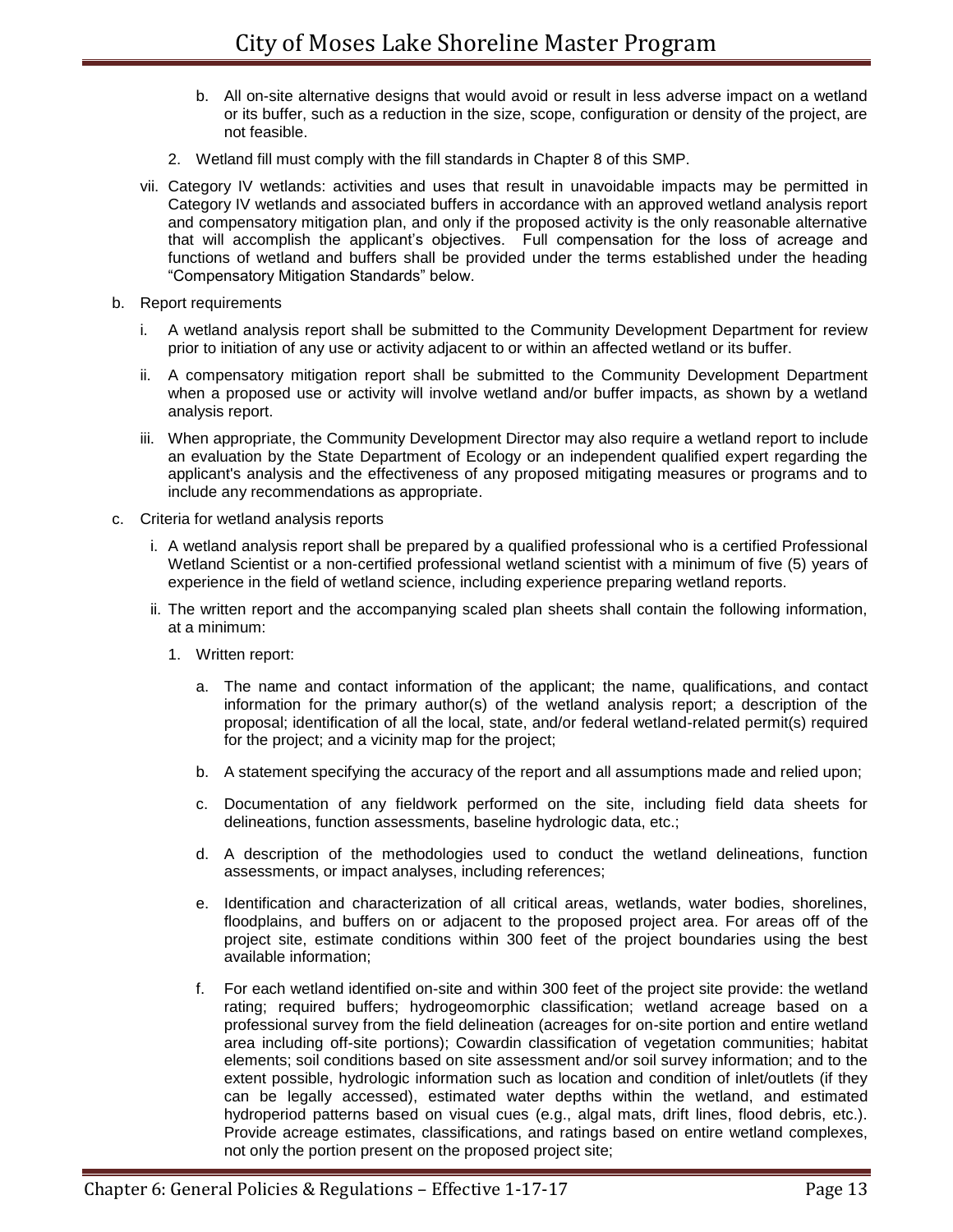b. All on-site alternative designs that would avoid or result in less adverse impact on a wetland or its buffer, such as a reduction in the size, scope, configuration or density of the project, are not feasible.

2. Wetland fill must comply with the fill standards in Chapter 8 of this SMP.

vii. Category IV wetlands: activities and uses that result in unavoidable impacts may be permitted in Category IV wetlands and associated buffers in accordance with an approved wetland analysis report and compensatory mitigation plan, and only if the proposed activity is the only reasonable alternative that will accomplish the applicant's objectives. Full compensation for the loss of acreage and functions of wetland and buffers shall be provided under the terms established under the heading "Compensatory Mitigation Standards" below.

b. Report requirements

i. A wetland analysis report shall be submitted to the Community Development Department for review prior to initiation of any use or activity adjacent to or within an affected wetland or its buffer.

ii. A compensatory mitigation report shall be submitted to the Community Development Department when a proposed use or activity will involve wetland and/or buffer impacts, as shown by a wetland analysis report.

iii. When appropriate, the Community Development Director may also require a wetland report to include an evaluation by the State Department of Ecology or an independent qualified expert regarding the applicant's analysis and the effectiveness of any proposed mitigating measures or programs and to include any recommendations as appropriate.

c. Criteria for wetland analysis reports

i. A wetland analysis report shall be prepared by a qualified professional who is a certified Professional Wetland Scientist or a non-certified professional wetland scientist with a minimum of five (5) years of experience in the field of wetland science, including experience preparing wetland reports.

ii. The written report and the accompanying scaled plan sheets shall contain the following information, at a minimum:

1. Written report:

a. The name and contact information of the applicant; the name, qualifications, and contact information for the primary author(s) of the wetland analysis report; a description of the proposal; identification of all the local, state, and/or federal wetland-related permit(s) required for the project; and a vicinity map for the project;

b. A statement specifying the accuracy of the report and all assumptions made and relied upon;

c. Documentation of any fieldwork performed on the site, including field data sheets for delineations, function assessments, baseline hydrologic data, etc.;

d. A description of the methodologies used to conduct the wetland delineations, function assessments, or impact analyses, including references;

e. Identification and characterization of all critical areas, wetlands, water bodies, shorelines, floodplains, and buffers on or adjacent to the proposed project area. For areas off of the project site, estimate conditions within 300 feet of the project boundaries using the best available information;

f. For each wetland identified on-site and within 300 feet of the project site provide: the wetland rating; required buffers; hydrogeomorphic classification; wetland acreage based on a professional survey from the field delineation (acreages for on-site portion and entire wetland area including off-site portions); Cowardin classification of vegetation communities; habitat elements; soil conditions based on site assessment and/or soil survey information; and to the extent possible, hydrologic information such as location and condition of inlet/outlets (if they can be legally accessed), estimated water depths within the wetland, and estimated hydroperiod patterns based on visual cues (e.g., algal mats, drift lines, flood debris, etc.). Provide acreage estimates, classifications, and ratings based on entire wetland complexes, not only the portion present on the proposed project site;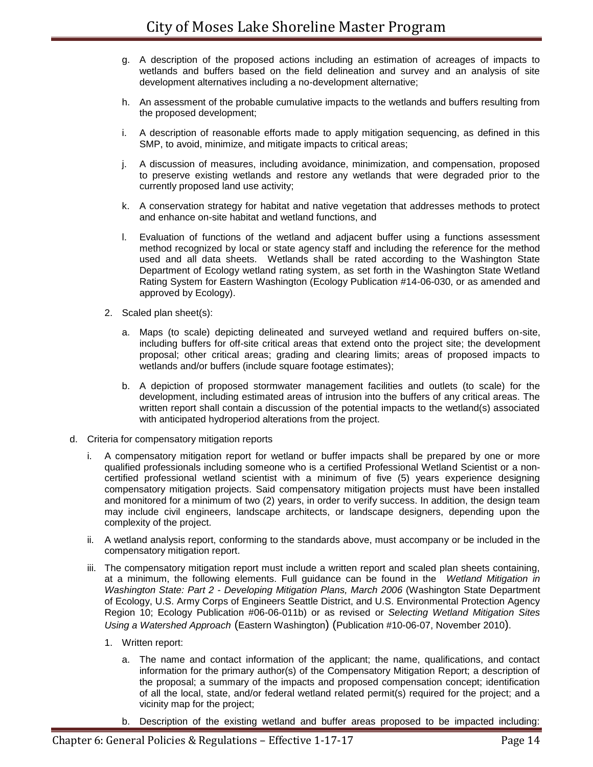g. A description of the proposed actions including an estimation of acreages of impacts to wetlands and buffers based on the field delineation and survey and an analysis of site development alternatives including a no-development alternative;

h. An assessment of the probable cumulative impacts to the wetlands and buffers resulting from the proposed development;

i. A description of reasonable efforts made to apply mitigation sequencing, as defined in this SMP, to avoid, minimize, and mitigate impacts to critical areas;

j. A discussion of measures, including avoidance, minimization, and compensation, proposed to preserve existing wetlands and restore any wetlands that were degraded prior to the currently proposed land use activity;

k. A conservation strategy for habitat and native vegetation that addresses methods to protect and enhance on-site habitat and wetland functions, and

l. Evaluation of functions of the wetland and adjacent buffer using a functions assessment method recognized by local or state agency staff and including the reference for the method used and all data sheets. Wetlands shall be rated according to the Washington State Department of Ecology wetland rating system, as set forth in the Washington State Wetland Rating System for Eastern Washington (Ecology Publication #14-06-030, or as amended and approved by Ecology).

2. Scaled plan sheet(s):

a. Maps (to scale) depicting delineated and surveyed wetland and required buffers on-site, including buffers for off-site critical areas that extend onto the project site; the development proposal; other critical areas; grading and clearing limits; areas of proposed impacts to wetlands and/or buffers (include square footage estimates);

b. A depiction of proposed stormwater management facilities and outlets (to scale) for the development, including estimated areas of intrusion into the buffers of any critical areas. The written report shall contain a discussion of the potential impacts to the wetland(s) associated with anticipated hydroperiod alterations from the project.

d. Criteria for compensatory mitigation reports

i. A compensatory mitigation report for wetland or buffer impacts shall be prepared by one or more qualified professionals including someone who is a certified Professional Wetland Scientist or a non-certified professional wetland scientist with a minimum of five (5) years experience designing compensatory mitigation projects. Said compensatory mitigation projects must have been installed and monitored for a minimum of two (2) years, in order to verify success. In addition, the design team may include civil engineers, landscape architects, or landscape designers, depending upon the complexity of the project.

ii. A wetland analysis report, conforming to the standards above, must accompany or be included in the compensatory mitigation report.

iii. The compensatory mitigation report must include a written report and scaled plan sheets containing, at a minimum, the following elements. Full guidance can be found in the *Wetland Mitigation in Washington State: Part 2 - Developing Mitigation Plans, March 2006* (Washington State Department of Ecology, U.S. Army Corps of Engineers Seattle District, and U.S. Environmental Protection Agency Region 10; Ecology Publication #06-06-011b) or as revised or *Selecting Wetland Mitigation Sites Using a Watershed Approach* (Eastern Washington) (Publication #10-06-07, November 2010).

1. Written report:

a. The name and contact information of the applicant; the name, qualifications, and contact information for the primary author(s) of the Compensatory Mitigation Report; a description of the proposal; a summary of the impacts and proposed compensation concept; identification of all the local, state, and/or federal wetland related permit(s) required for the project; and a vicinity map for the project;

b. Description of the existing wetland and buffer areas proposed to be impacted including: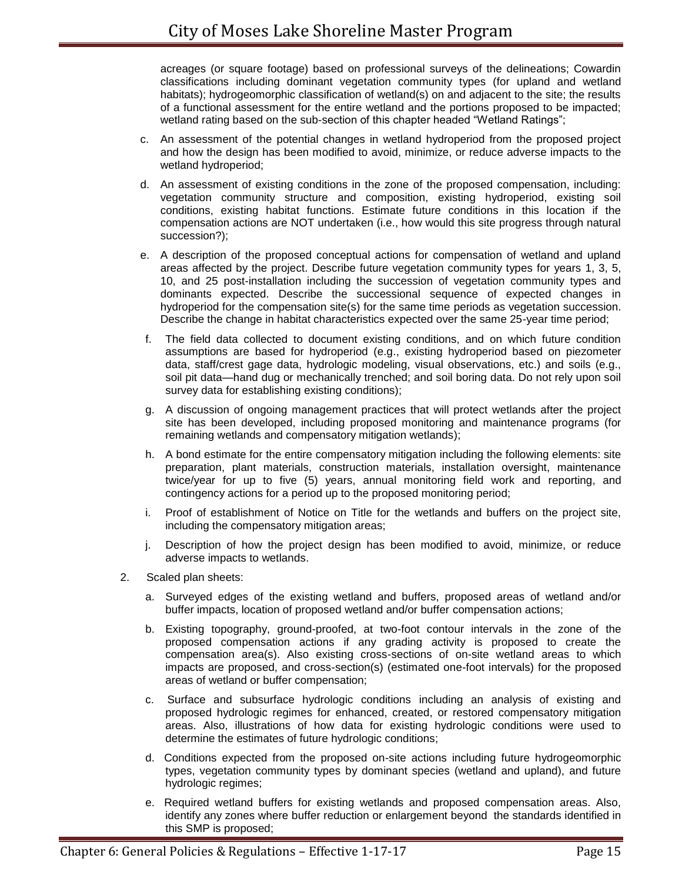acreages (or square footage) based on professional surveys of the delineations; Cowardin classifications including dominant vegetation community types (for upland and wetland habitats); hydrogeomorphic classification of wetland(s) on and adjacent to the site; the results of a functional assessment for the entire wetland and the portions proposed to be impacted; wetland rating based on the sub-section of this chapter headed "Wetland Ratings";

c. An assessment of the potential changes in wetland hydroperiod from the proposed project and how the design has been modified to avoid, minimize, or reduce adverse impacts to the wetland hydroperiod;

d. An assessment of existing conditions in the zone of the proposed compensation, including: vegetation community structure and composition, existing hydroperiod, existing soil conditions, existing habitat functions. Estimate future conditions in this location if the compensation actions are NOT undertaken (i.e., how would this site progress through natural succession?);

e. A description of the proposed conceptual actions for compensation of wetland and upland areas affected by the project. Describe future vegetation community types for years 1, 3, 5, 10, and 25 post-installation including the succession of vegetation community types and dominants expected. Describe the successional sequence of expected changes in hydroperiod for the compensation site(s) for the same time periods as vegetation succession. Describe the change in habitat characteristics expected over the same 25-year time period;

f. The field data collected to document existing conditions, and on which future condition assumptions are based for hydroperiod (e.g., existing hydroperiod based on piezometer data, staff/crest gage data, hydrologic modeling, visual observations, etc.) and soils (e.g., soil pit data—hand dug or mechanically trenched; and soil boring data. Do not rely upon soil survey data for establishing existing conditions);

g. A discussion of ongoing management practices that will protect wetlands after the project site has been developed, including proposed monitoring and maintenance programs (for remaining wetlands and compensatory mitigation wetlands);

h. A bond estimate for the entire compensatory mitigation including the following elements: site preparation, plant materials, construction materials, installation oversight, maintenance twice/year for up to five (5) years, annual monitoring field work and reporting, and contingency actions for a period up to the proposed monitoring period;

i. Proof of establishment of Notice on Title for the wetlands and buffers on the project site, including the compensatory mitigation areas;

j. Description of how the project design has been modified to avoid, minimize, or reduce adverse impacts to wetlands.

2. Scaled plan sheets:

   a. Surveyed edges of the existing wetland and buffers, proposed areas of wetland and/or buffer impacts, location of proposed wetland and/or buffer compensation actions;

   b. Existing topography, ground-proofed, at two-foot contour intervals in the zone of the proposed compensation actions if any grading activity is proposed to create the compensation area(s). Also existing cross-sections of on-site wetland areas to which impacts are proposed, and cross-section(s) (estimated one-foot intervals) for the proposed areas of wetland or buffer compensation;

   c. Surface and subsurface hydrologic conditions including an analysis of existing and proposed hydrologic regimes for enhanced, created, or restored compensatory mitigation areas. Also, illustrations of how data for existing hydrologic conditions were used to determine the estimates of future hydrologic conditions;

   d. Conditions expected from the proposed on-site actions including future hydrogeomorphic types, vegetation community types by dominant species (wetland and upland), and future hydrologic regimes;

   e. Required wetland buffers for existing wetlands and proposed compensation areas. Also, identify any zones where buffer reduction or enlargement beyond the standards identified in this SMP is proposed;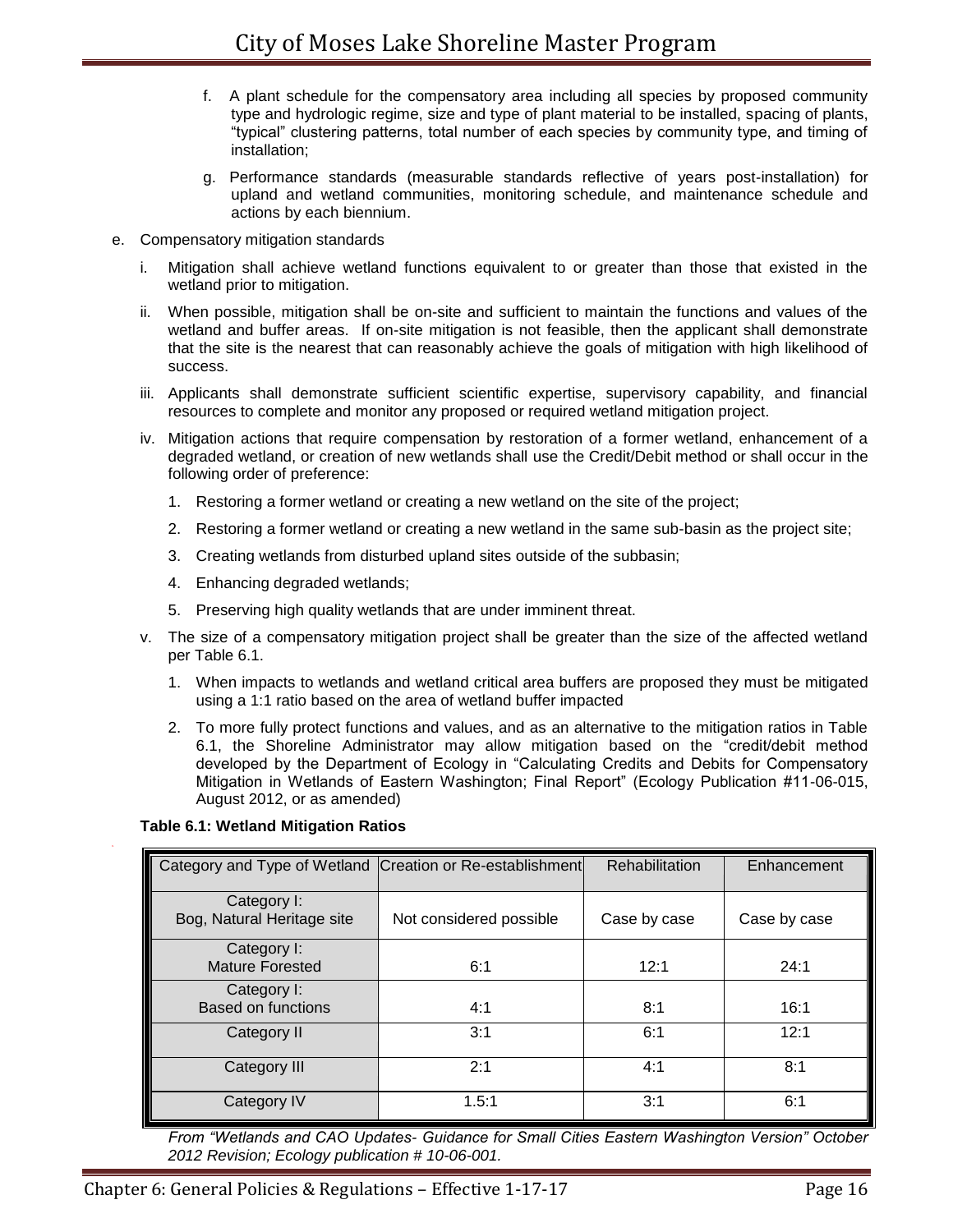f. A plant schedule for the compensatory area including all species by proposed community type and hydrologic regime, size and type of plant material to be installed, spacing of plants, "typical" clustering patterns, total number of each species by community type, and timing of installation;

g. Performance standards (measurable standards reflective of years post-installation) for upland and wetland communities, monitoring schedule, and maintenance schedule and actions by each biennium.

e. Compensatory mitigation standards

i. Mitigation shall achieve wetland functions equivalent to or greater than those that existed in the wetland prior to mitigation.

ii. When possible, mitigation shall be on-site and sufficient to maintain the functions and values of the wetland and buffer areas. If on-site mitigation is not feasible, then the applicant shall demonstrate that the site is the nearest that can reasonably achieve the goals of mitigation with high likelihood of success.

iii. Applicants shall demonstrate sufficient scientific expertise, supervisory capability, and financial resources to complete and monitor any proposed or required wetland mitigation project.

iv. Mitigation actions that require compensation by restoration of a former wetland, enhancement of a degraded wetland, or creation of new wetlands shall use the Credit/Debit method or shall occur in the following order of preference:

1. Restoring a former wetland or creating a new wetland on the site of the project;
2. Restoring a former wetland or creating a new wetland in the same sub-basin as the project site;
3. Creating wetlands from disturbed upland sites outside of the subbasin;
4. Enhancing degraded wetlands;
5. Preserving high quality wetlands that are under imminent threat.

v. The size of a compensatory mitigation project shall be greater than the size of the affected wetland per Table 6.1.

1. When impacts to wetlands and wetland critical area buffers are proposed they must be mitigated using a 1:1 ratio based on the area of wetland buffer impacted
2. To more fully protect functions and values, and as an alternative to the mitigation ratios in Table 6.1, the Shoreline Administrator may allow mitigation based on the "credit/debit method developed by the Department of Ecology in "Calculating Credits and Debits for Compensatory Mitigation in Wetlands of Eastern Washington; Final Report" (Ecology Publication #11-06-015, August 2012, or as amended)

**Table 6.1: Wetland Mitigation Ratios**

| Category and Type of Wetland | Creation or Re-establishment | Rehabilitation | Enhancement |
|---|---|---|---|
| Category I: Bog, Natural Heritage site | Not considered possible | Case by case | Case by case |
| Category I: Mature Forested | 6:1 | 12:1 | 24:1 |
| Category I: Based on functions | 4:1 | 8:1 | 16:1 |
| Category II | 3:1 | 6:1 | 12:1 |
| Category III | 2:1 | 4:1 | 8:1 |
| Category IV | 1.5:1 | 3:1 | 6:1 |

*From "Wetlands and CAO Updates- Guidance for Small Cities Eastern Washington Version" October 2012 Revision; Ecology publication # 10-06-001.*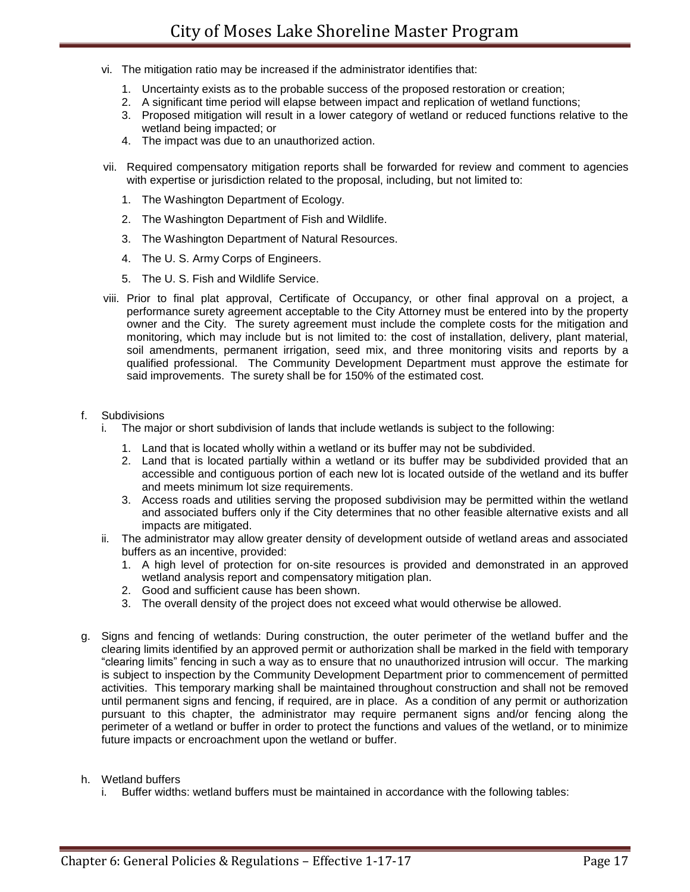vi. The mitigation ratio may be increased if the administrator identifies that:

1. Uncertainty exists as to the probable success of the proposed restoration or creation;
2. A significant time period will elapse between impact and replication of wetland functions;
3. Proposed mitigation will result in a lower category of wetland or reduced functions relative to the wetland being impacted; or
4. The impact was due to an unauthorized action.

vii. Required compensatory mitigation reports shall be forwarded for review and comment to agencies with expertise or jurisdiction related to the proposal, including, but not limited to:

1. The Washington Department of Ecology.
2. The Washington Department of Fish and Wildlife.
3. The Washington Department of Natural Resources.
4. The U. S. Army Corps of Engineers.
5. The U. S. Fish and Wildlife Service.

viii. Prior to final plat approval, Certificate of Occupancy, or other final approval on a project, a performance surety agreement acceptable to the City Attorney must be entered into by the property owner and the City. The surety agreement must include the complete costs for the mitigation and monitoring, which may include but is not limited to: the cost of installation, delivery, plant material, soil amendments, permanent irrigation, seed mix, and three monitoring visits and reports by a qualified professional. The Community Development Department must approve the estimate for said improvements. The surety shall be for 150% of the estimated cost.

f. Subdivisions

i. The major or short subdivision of lands that include wetlands is subject to the following:

1. Land that is located wholly within a wetland or its buffer may not be subdivided.
2. Land that is located partially within a wetland or its buffer may be subdivided provided that an accessible and contiguous portion of each new lot is located outside of the wetland and its buffer and meets minimum lot size requirements.
3. Access roads and utilities serving the proposed subdivision may be permitted within the wetland and associated buffers only if the City determines that no other feasible alternative exists and all impacts are mitigated.

ii. The administrator may allow greater density of development outside of wetland areas and associated buffers as an incentive, provided:

1. A high level of protection for on-site resources is provided and demonstrated in an approved wetland analysis report and compensatory mitigation plan.
2. Good and sufficient cause has been shown.
3. The overall density of the project does not exceed what would otherwise be allowed.

g. Signs and fencing of wetlands: During construction, the outer perimeter of the wetland buffer and the clearing limits identified by an approved permit or authorization shall be marked in the field with temporary "clearing limits" fencing in such a way as to ensure that no unauthorized intrusion will occur. The marking is subject to inspection by the Community Development Department prior to commencement of permitted activities. This temporary marking shall be maintained throughout construction and shall not be removed until permanent signs and fencing, if required, are in place. As a condition of any permit or authorization pursuant to this chapter, the administrator may require permanent signs and/or fencing along the perimeter of a wetland or buffer in order to protect the functions and values of the wetland, or to minimize future impacts or encroachment upon the wetland or buffer.

h. Wetland buffers

i. Buffer widths: wetland buffers must be maintained in accordance with the following tables: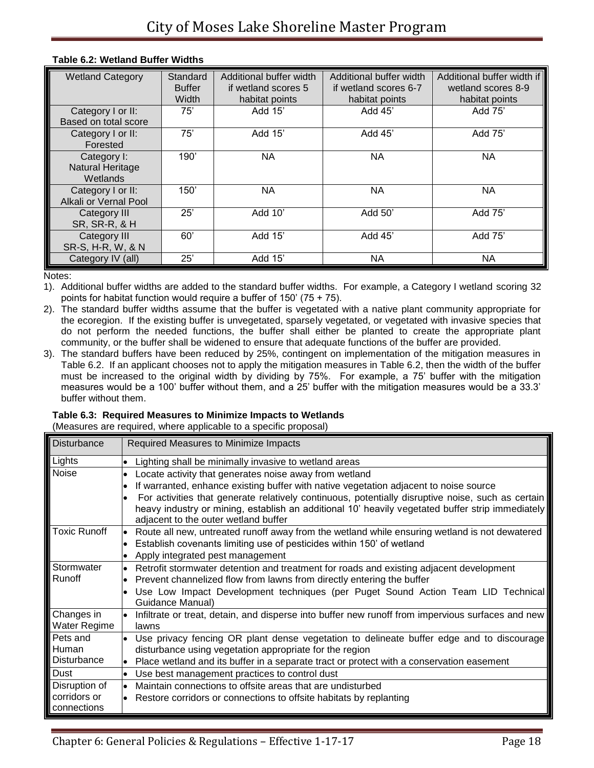**Table 6.2: Wetland Buffer Widths**

| Wetland Category | Standard Buffer Width | Additional buffer width if wetland scores 5 habitat points | Additional buffer width if wetland scores 6-7 habitat points | Additional buffer width if wetland scores 8-9 habitat points |
|---|---|---|---|---|
| Category I or II: Based on total score | 75' | Add 15' | Add 45' | Add 75' |
| Category I or II: Forested | 75' | Add 15' | Add 45' | Add 75' |
| Category I: Natural Heritage Wetlands | 190' | NA | NA | NA |
| Category I or II: Alkali or Vernal Pool | 150' | NA | NA | NA |
| Category III SR, SR-R, & H | 25' | Add 10' | Add 50' | Add 75' |
| Category III SR-S, H-R, W, & N | 60' | Add 15' | Add 45' | Add 75' |
| Category IV (all) | 25' | Add 15' | NA | NA |

Notes:

1). Additional buffer widths are added to the standard buffer widths. For example, a Category I wetland scoring 32 points for habitat function would require a buffer of 150' (75 + 75).

2). The standard buffer widths assume that the buffer is vegetated with a native plant community appropriate for the ecoregion. If the existing buffer is unvegetated, sparsely vegetated, or vegetated with invasive species that do not perform the needed functions, the buffer shall either be planted to create the appropriate plant community, or the buffer shall be widened to ensure that adequate functions of the buffer are provided.

3). The standard buffers have been reduced by 25%, contingent on implementation of the mitigation measures in Table 6.2. If an applicant chooses not to apply the mitigation measures in Table 6.2, then the width of the buffer must be increased to the original width by dividing by 75%. For example, a 75' buffer with the mitigation measures would be a 100' buffer without them, and a 25' buffer with the mitigation measures would be a 33.3' buffer without them.

**Table 6.3: Required Measures to Minimize Impacts to Wetlands**

(Measures are required, where applicable to a specific proposal)

| Disturbance | Required Measures to Minimize Impacts |
|---|---|
| Lights | • Lighting shall be minimally invasive to wetland areas |
| Noise | • Locate activity that generates noise away from wetland<br>• If warranted, enhance existing buffer with native vegetation adjacent to noise source<br>• For activities that generate relatively continuous, potentially disruptive noise, such as certain heavy industry or mining, establish an additional 10' heavily vegetated buffer strip immediately adjacent to the outer wetland buffer |
| Toxic Runoff | • Route all new, untreated runoff away from the wetland while ensuring wetland is not dewatered<br>• Establish covenants limiting use of pesticides within 150' of wetland<br>• Apply integrated pest management |
| Stormwater Runoff | • Retrofit stormwater detention and treatment for roads and existing adjacent development<br>• Prevent channelized flow from lawns from directly entering the buffer<br>• Use Low Impact Development techniques (per Puget Sound Action Team LID Technical Guidance Manual) |
| Changes in Water Regime | • Infiltrate or treat, detain, and disperse into buffer new runoff from impervious surfaces and new lawns |
| Pets and Human Disturbance | • Use privacy fencing OR plant dense vegetation to delineate buffer edge and to discourage disturbance using vegetation appropriate for the region<br>• Place wetland and its buffer in a separate tract or protect with a conservation easement |
| Dust | • Use best management practices to control dust |
| Disruption of corridors or connections | • Maintain connections to offsite areas that are undisturbed<br>• Restore corridors or connections to offsite habitats by replanting |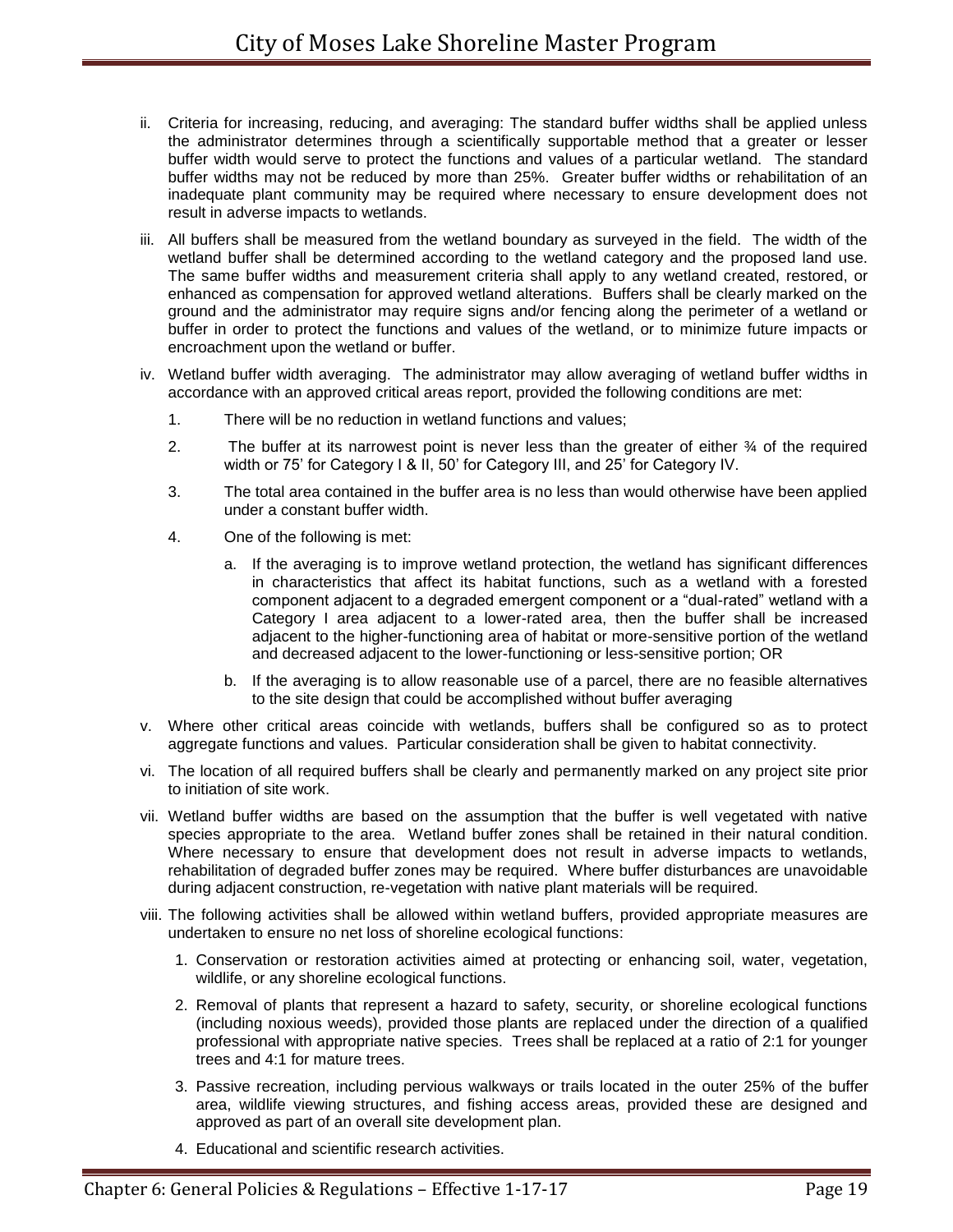ii. Criteria for increasing, reducing, and averaging: The standard buffer widths shall be applied unless the administrator determines through a scientifically supportable method that a greater or lesser buffer width would serve to protect the functions and values of a particular wetland. The standard buffer widths may not be reduced by more than 25%. Greater buffer widths or rehabilitation of an inadequate plant community may be required where necessary to ensure development does not result in adverse impacts to wetlands.

iii. All buffers shall be measured from the wetland boundary as surveyed in the field. The width of the wetland buffer shall be determined according to the wetland category and the proposed land use. The same buffer widths and measurement criteria shall apply to any wetland created, restored, or enhanced as compensation for approved wetland alterations. Buffers shall be clearly marked on the ground and the administrator may require signs and/or fencing along the perimeter of a wetland or buffer in order to protect the functions and values of the wetland, or to minimize future impacts or encroachment upon the wetland or buffer.

iv. Wetland buffer width averaging. The administrator may allow averaging of wetland buffer widths in accordance with an approved critical areas report, provided the following conditions are met:

   1. There will be no reduction in wetland functions and values;

   2. The buffer at its narrowest point is never less than the greater of either ¾ of the required width or 75' for Category I & II, 50' for Category III, and 25' for Category IV.

   3. The total area contained in the buffer area is no less than would otherwise have been applied under a constant buffer width.

   4. One of the following is met:

      a. If the averaging is to improve wetland protection, the wetland has significant differences in characteristics that affect its habitat functions, such as a wetland with a forested component adjacent to a degraded emergent component or a "dual-rated" wetland with a Category I area adjacent to a lower-rated area, then the buffer shall be increased adjacent to the higher-functioning area of habitat or more-sensitive portion of the wetland and decreased adjacent to the lower-functioning or less-sensitive portion; OR

      b. If the averaging is to allow reasonable use of a parcel, there are no feasible alternatives to the site design that could be accomplished without buffer averaging

v. Where other critical areas coincide with wetlands, buffers shall be configured so as to protect aggregate functions and values. Particular consideration shall be given to habitat connectivity.

vi. The location of all required buffers shall be clearly and permanently marked on any project site prior to initiation of site work.

vii. Wetland buffer widths are based on the assumption that the buffer is well vegetated with native species appropriate to the area. Wetland buffer zones shall be retained in their natural condition. Where necessary to ensure that development does not result in adverse impacts to wetlands, rehabilitation of degraded buffer zones may be required. Where buffer disturbances are unavoidable during adjacent construction, re-vegetation with native plant materials will be required.

viii. The following activities shall be allowed within wetland buffers, provided appropriate measures are undertaken to ensure no net loss of shoreline ecological functions:

   1. Conservation or restoration activities aimed at protecting or enhancing soil, water, vegetation, wildlife, or any shoreline ecological functions.

   2. Removal of plants that represent a hazard to safety, security, or shoreline ecological functions (including noxious weeds), provided those plants are replaced under the direction of a qualified professional with appropriate native species. Trees shall be replaced at a ratio of 2:1 for younger trees and 4:1 for mature trees.

   3. Passive recreation, including pervious walkways or trails located in the outer 25% of the buffer area, wildlife viewing structures, and fishing access areas, provided these are designed and approved as part of an overall site development plan.

   4. Educational and scientific research activities.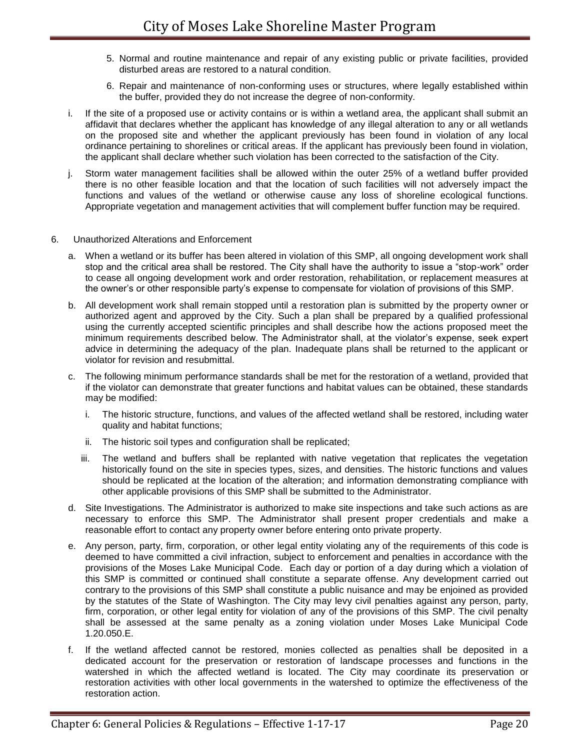5. Normal and routine maintenance and repair of any existing public or private facilities, provided disturbed areas are restored to a natural condition.

6. Repair and maintenance of non-conforming uses or structures, where legally established within the buffer, provided they do not increase the degree of non-conformity.

i. If the site of a proposed use or activity contains or is within a wetland area, the applicant shall submit an affidavit that declares whether the applicant has knowledge of any illegal alteration to any or all wetlands on the proposed site and whether the applicant previously has been found in violation of any local ordinance pertaining to shorelines or critical areas. If the applicant has previously been found in violation, the applicant shall declare whether such violation has been corrected to the satisfaction of the City.

j. Storm water management facilities shall be allowed within the outer 25% of a wetland buffer provided there is no other feasible location and that the location of such facilities will not adversely impact the functions and values of the wetland or otherwise cause any loss of shoreline ecological functions. Appropriate vegetation and management activities that will complement buffer function may be required.

6. Unauthorized Alterations and Enforcement

a. When a wetland or its buffer has been altered in violation of this SMP, all ongoing development work shall stop and the critical area shall be restored. The City shall have the authority to issue a "stop-work" order to cease all ongoing development work and order restoration, rehabilitation, or replacement measures at the owner's or other responsible party's expense to compensate for violation of provisions of this SMP.

b. All development work shall remain stopped until a restoration plan is submitted by the property owner or authorized agent and approved by the City. Such a plan shall be prepared by a qualified professional using the currently accepted scientific principles and shall describe how the actions proposed meet the minimum requirements described below. The Administrator shall, at the violator's expense, seek expert advice in determining the adequacy of the plan. Inadequate plans shall be returned to the applicant or violator for revision and resubmittal.

c. The following minimum performance standards shall be met for the restoration of a wetland, provided that if the violator can demonstrate that greater functions and habitat values can be obtained, these standards may be modified:

   i. The historic structure, functions, and values of the affected wetland shall be restored, including water quality and habitat functions;

   ii. The historic soil types and configuration shall be replicated;

   iii. The wetland and buffers shall be replanted with native vegetation that replicates the vegetation historically found on the site in species types, sizes, and densities. The historic functions and values should be replicated at the location of the alteration; and information demonstrating compliance with other applicable provisions of this SMP shall be submitted to the Administrator.

d. Site Investigations. The Administrator is authorized to make site inspections and take such actions as are necessary to enforce this SMP. The Administrator shall present proper credentials and make a reasonable effort to contact any property owner before entering onto private property.

e. Any person, party, firm, corporation, or other legal entity violating any of the requirements of this code is deemed to have committed a civil infraction, subject to enforcement and penalties in accordance with the provisions of the Moses Lake Municipal Code. Each day or portion of a day during which a violation of this SMP is committed or continued shall constitute a separate offense. Any development carried out contrary to the provisions of this SMP shall constitute a public nuisance and may be enjoined as provided by the statutes of the State of Washington. The City may levy civil penalties against any person, party, firm, corporation, or other legal entity for violation of any of the provisions of this SMP. The civil penalty shall be assessed at the same penalty as a zoning violation under Moses Lake Municipal Code 1.20.050.E.

f. If the wetland affected cannot be restored, monies collected as penalties shall be deposited in a dedicated account for the preservation or restoration of landscape processes and functions in the watershed in which the affected wetland is located. The City may coordinate its preservation or restoration activities with other local governments in the watershed to optimize the effectiveness of the restoration action.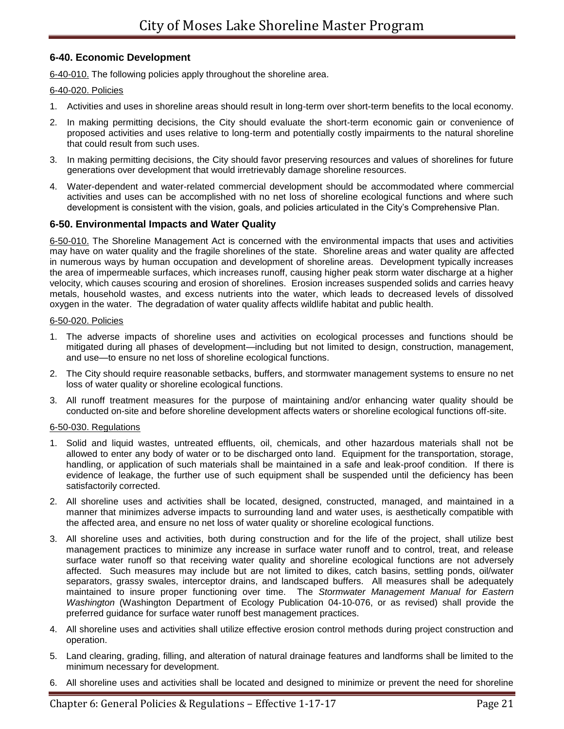## 6-40. Economic Development

6-40-010. The following policies apply throughout the shoreline area.

6-40-020. Policies

1. Activities and uses in shoreline areas should result in long-term over short-term benefits to the local economy.
2. In making permitting decisions, the City should evaluate the short-term economic gain or convenience of proposed activities and uses relative to long-term and potentially costly impairments to the natural shoreline that could result from such uses.
3. In making permitting decisions, the City should favor preserving resources and values of shorelines for future generations over development that would irretrievably damage shoreline resources.
4. Water-dependent and water-related commercial development should be accommodated where commercial activities and uses can be accomplished with no net loss of shoreline ecological functions and where such development is consistent with the vision, goals, and policies articulated in the City's Comprehensive Plan.

## 6-50. Environmental Impacts and Water Quality

6-50-010. The Shoreline Management Act is concerned with the environmental impacts that uses and activities may have on water quality and the fragile shorelines of the state. Shoreline areas and water quality are affected in numerous ways by human occupation and development of shoreline areas. Development typically increases the area of impermeable surfaces, which increases runoff, causing higher peak storm water discharge at a higher velocity, which causes scouring and erosion of shorelines. Erosion increases suspended solids and carries heavy metals, household wastes, and excess nutrients into the water, which leads to decreased levels of dissolved oxygen in the water. The degradation of water quality affects wildlife habitat and public health.

6-50-020. Policies

1. The adverse impacts of shoreline uses and activities on ecological processes and functions should be mitigated during all phases of development—including but not limited to design, construction, management, and use—to ensure no net loss of shoreline ecological functions.
2. The City should require reasonable setbacks, buffers, and stormwater management systems to ensure no net loss of water quality or shoreline ecological functions.
3. All runoff treatment measures for the purpose of maintaining and/or enhancing water quality should be conducted on-site and before shoreline development affects waters or shoreline ecological functions off-site.

6-50-030. Regulations

1. Solid and liquid wastes, untreated effluents, oil, chemicals, and other hazardous materials shall not be allowed to enter any body of water or to be discharged onto land. Equipment for the transportation, storage, handling, or application of such materials shall be maintained in a safe and leak-proof condition. If there is evidence of leakage, the further use of such equipment shall be suspended until the deficiency has been satisfactorily corrected.
2. All shoreline uses and activities shall be located, designed, constructed, managed, and maintained in a manner that minimizes adverse impacts to surrounding land and water uses, is aesthetically compatible with the affected area, and ensure no net loss of water quality or shoreline ecological functions.
3. All shoreline uses and activities, both during construction and for the life of the project, shall utilize best management practices to minimize any increase in surface water runoff and to control, treat, and release surface water runoff so that receiving water quality and shoreline ecological functions are not adversely affected. Such measures may include but are not limited to dikes, catch basins, settling ponds, oil/water separators, grassy swales, interceptor drains, and landscaped buffers. All measures shall be adequately maintained to insure proper functioning over time. The *Stormwater Management Manual for Eastern Washington* (Washington Department of Ecology Publication 04-10-076, or as revised) shall provide the preferred guidance for surface water runoff best management practices.
4. All shoreline uses and activities shall utilize effective erosion control methods during project construction and operation.
5. Land clearing, grading, filling, and alteration of natural drainage features and landforms shall be limited to the minimum necessary for development.
6. All shoreline uses and activities shall be located and designed to minimize or prevent the need for shoreline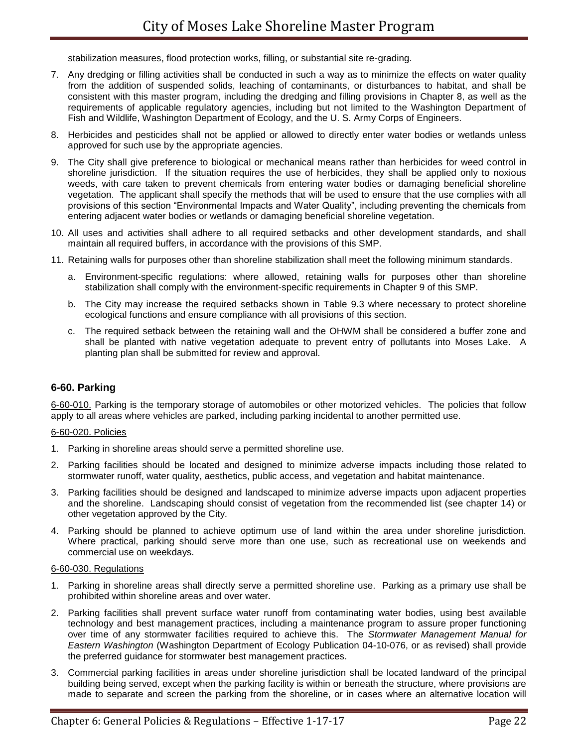stabilization measures, flood protection works, filling, or substantial site re-grading.

7. Any dredging or filling activities shall be conducted in such a way as to minimize the effects on water quality from the addition of suspended solids, leaching of contaminants, or disturbances to habitat, and shall be consistent with this master program, including the dredging and filling provisions in Chapter 8, as well as the requirements of applicable regulatory agencies, including but not limited to the Washington Department of Fish and Wildlife, Washington Department of Ecology, and the U. S. Army Corps of Engineers.
8. Herbicides and pesticides shall not be applied or allowed to directly enter water bodies or wetlands unless approved for such use by the appropriate agencies.
9. The City shall give preference to biological or mechanical means rather than herbicides for weed control in shoreline jurisdiction. If the situation requires the use of herbicides, they shall be applied only to noxious weeds, with care taken to prevent chemicals from entering water bodies or damaging beneficial shoreline vegetation. The applicant shall specify the methods that will be used to ensure that the use complies with all provisions of this section "Environmental Impacts and Water Quality", including preventing the chemicals from entering adjacent water bodies or wetlands or damaging beneficial shoreline vegetation.
10. All uses and activities shall adhere to all required setbacks and other development standards, and shall maintain all required buffers, in accordance with the provisions of this SMP.
11. Retaining walls for purposes other than shoreline stabilization shall meet the following minimum standards.
    a. Environment-specific regulations: where allowed, retaining walls for purposes other than shoreline stabilization shall comply with the environment-specific requirements in Chapter 9 of this SMP.
    b. The City may increase the required setbacks shown in Table 9.3 where necessary to protect shoreline ecological functions and ensure compliance with all provisions of this section.
    c. The required setback between the retaining wall and the OHWM shall be considered a buffer zone and shall be planted with native vegetation adequate to prevent entry of pollutants into Moses Lake. A planting plan shall be submitted for review and approval.

## 6-60. Parking

6-60-010. Parking is the temporary storage of automobiles or other motorized vehicles. The policies that follow apply to all areas where vehicles are parked, including parking incidental to another permitted use.

6-60-020. Policies

1. Parking in shoreline areas should serve a permitted shoreline use.
2. Parking facilities should be located and designed to minimize adverse impacts including those related to stormwater runoff, water quality, aesthetics, public access, and vegetation and habitat maintenance.
3. Parking facilities should be designed and landscaped to minimize adverse impacts upon adjacent properties and the shoreline. Landscaping should consist of vegetation from the recommended list (see chapter 14) or other vegetation approved by the City.
4. Parking should be planned to achieve optimum use of land within the area under shoreline jurisdiction. Where practical, parking should serve more than one use, such as recreational use on weekends and commercial use on weekdays.

6-60-030. Regulations

1. Parking in shoreline areas shall directly serve a permitted shoreline use. Parking as a primary use shall be prohibited within shoreline areas and over water.
2. Parking facilities shall prevent surface water runoff from contaminating water bodies, using best available technology and best management practices, including a maintenance program to assure proper functioning over time of any stormwater facilities required to achieve this. The *Stormwater Management Manual for Eastern Washington* (Washington Department of Ecology Publication 04-10-076, or as revised) shall provide the preferred guidance for stormwater best management practices.
3. Commercial parking facilities in areas under shoreline jurisdiction shall be located landward of the principal building being served, except when the parking facility is within or beneath the structure, where provisions are made to separate and screen the parking from the shoreline, or in cases where an alternative location will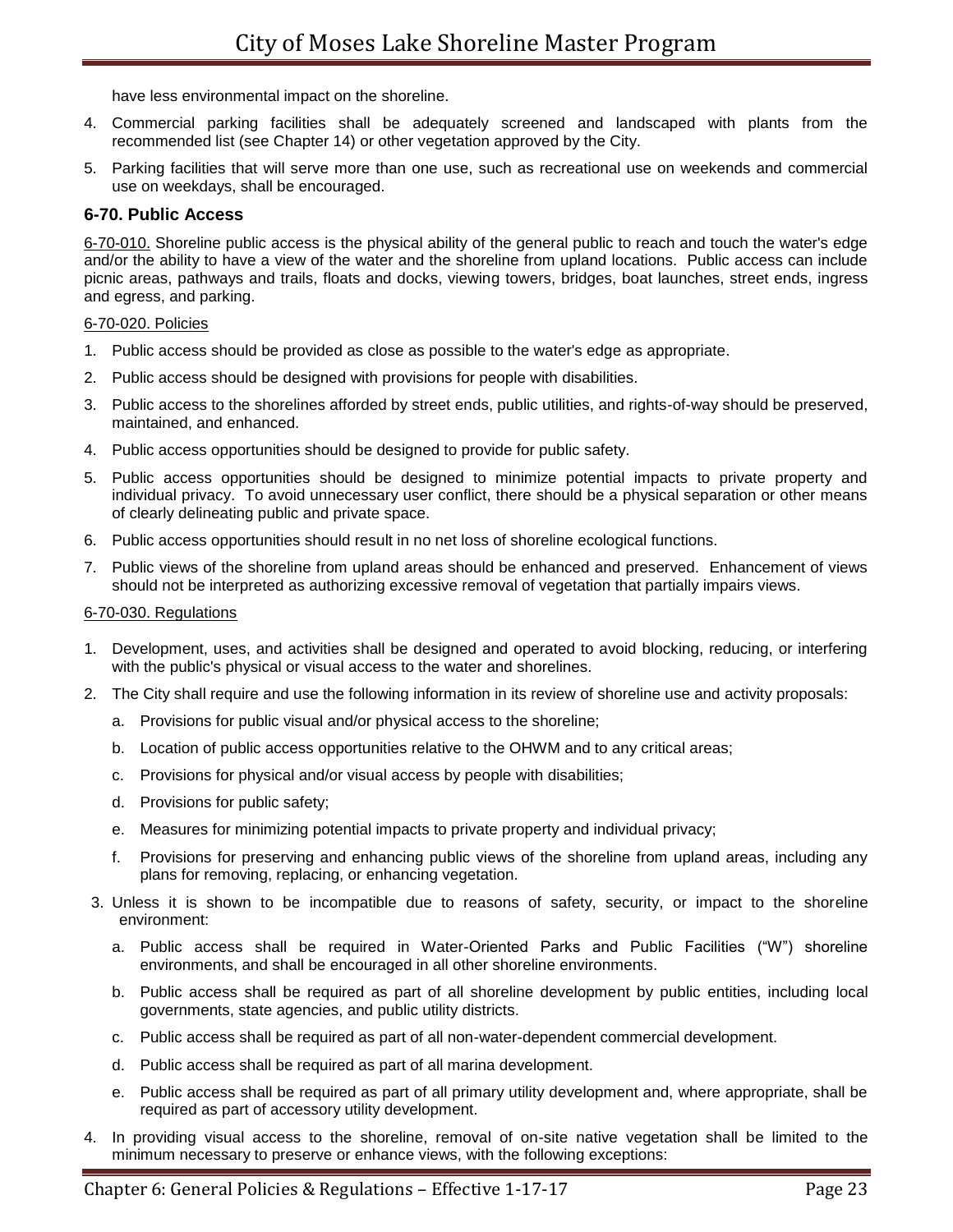have less environmental impact on the shoreline.

4. Commercial parking facilities shall be adequately screened and landscaped with plants from the recommended list (see Chapter 14) or other vegetation approved by the City.
5. Parking facilities that will serve more than one use, such as recreational use on weekends and commercial use on weekdays, shall be encouraged.

### 6-70. Public Access

6-70-010. Shoreline public access is the physical ability of the general public to reach and touch the water's edge and/or the ability to have a view of the water and the shoreline from upland locations. Public access can include picnic areas, pathways and trails, floats and docks, viewing towers, bridges, boat launches, street ends, ingress and egress, and parking.

6-70-020. Policies

1. Public access should be provided as close as possible to the water's edge as appropriate.
2. Public access should be designed with provisions for people with disabilities.
3. Public access to the shorelines afforded by street ends, public utilities, and rights-of-way should be preserved, maintained, and enhanced.
4. Public access opportunities should be designed to provide for public safety.
5. Public access opportunities should be designed to minimize potential impacts to private property and individual privacy. To avoid unnecessary user conflict, there should be a physical separation or other means of clearly delineating public and private space.
6. Public access opportunities should result in no net loss of shoreline ecological functions.
7. Public views of the shoreline from upland areas should be enhanced and preserved. Enhancement of views should not be interpreted as authorizing excessive removal of vegetation that partially impairs views.

6-70-030. Regulations

1. Development, uses, and activities shall be designed and operated to avoid blocking, reducing, or interfering with the public's physical or visual access to the water and shorelines.
2. The City shall require and use the following information in its review of shoreline use and activity proposals:
   a. Provisions for public visual and/or physical access to the shoreline;
   b. Location of public access opportunities relative to the OHWM and to any critical areas;
   c. Provisions for physical and/or visual access by people with disabilities;
   d. Provisions for public safety;
   e. Measures for minimizing potential impacts to private property and individual privacy;
   f. Provisions for preserving and enhancing public views of the shoreline from upland areas, including any plans for removing, replacing, or enhancing vegetation.
3. Unless it is shown to be incompatible due to reasons of safety, security, or impact to the shoreline environment:
   a. Public access shall be required in Water-Oriented Parks and Public Facilities ("W") shoreline environments, and shall be encouraged in all other shoreline environments.
   b. Public access shall be required as part of all shoreline development by public entities, including local governments, state agencies, and public utility districts.
   c. Public access shall be required as part of all non-water-dependent commercial development.
   d. Public access shall be required as part of all marina development.
   e. Public access shall be required as part of all primary utility development and, where appropriate, shall be required as part of accessory utility development.
4. In providing visual access to the shoreline, removal of on-site native vegetation shall be limited to the minimum necessary to preserve or enhance views, with the following exceptions: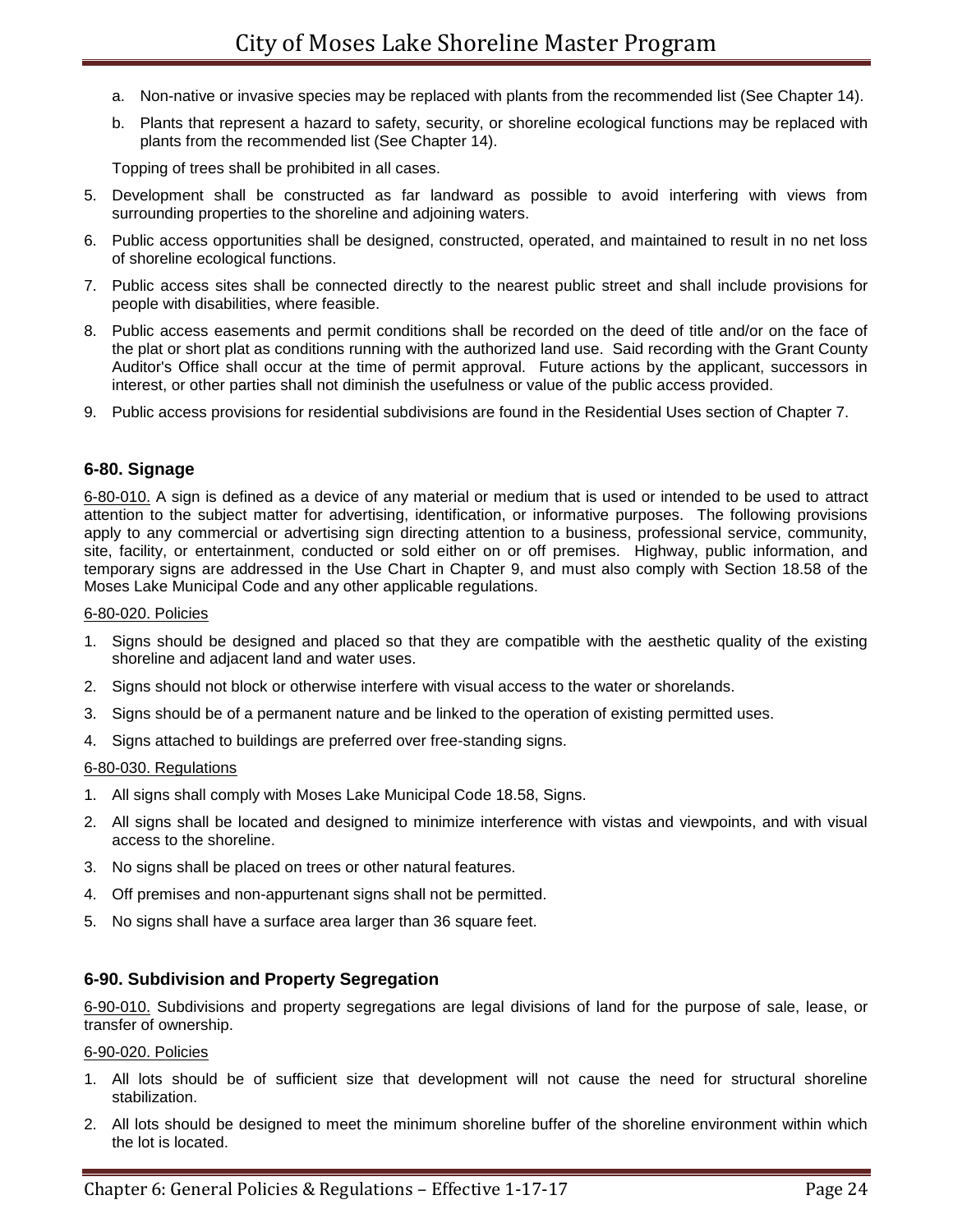a. Non-native or invasive species may be replaced with plants from the recommended list (See Chapter 14).

b. Plants that represent a hazard to safety, security, or shoreline ecological functions may be replaced with plants from the recommended list (See Chapter 14).

Topping of trees shall be prohibited in all cases.

5. Development shall be constructed as far landward as possible to avoid interfering with views from surrounding properties to the shoreline and adjoining waters.
6. Public access opportunities shall be designed, constructed, operated, and maintained to result in no net loss of shoreline ecological functions.
7. Public access sites shall be connected directly to the nearest public street and shall include provisions for people with disabilities, where feasible.
8. Public access easements and permit conditions shall be recorded on the deed of title and/or on the face of the plat or short plat as conditions running with the authorized land use. Said recording with the Grant County Auditor's Office shall occur at the time of permit approval. Future actions by the applicant, successors in interest, or other parties shall not diminish the usefulness or value of the public access provided.
9. Public access provisions for residential subdivisions are found in the Residential Uses section of Chapter 7.

### 6-80. Signage

6-80-010. A sign is defined as a device of any material or medium that is used or intended to be used to attract attention to the subject matter for advertising, identification, or informative purposes. The following provisions apply to any commercial or advertising sign directing attention to a business, professional service, community, site, facility, or entertainment, conducted or sold either on or off premises. Highway, public information, and temporary signs are addressed in the Use Chart in Chapter 9, and must also comply with Section 18.58 of the Moses Lake Municipal Code and any other applicable regulations.

6-80-020. Policies

1. Signs should be designed and placed so that they are compatible with the aesthetic quality of the existing shoreline and adjacent land and water uses.
2. Signs should not block or otherwise interfere with visual access to the water or shorelands.
3. Signs should be of a permanent nature and be linked to the operation of existing permitted uses.
4. Signs attached to buildings are preferred over free-standing signs.

6-80-030. Regulations

1. All signs shall comply with Moses Lake Municipal Code 18.58, Signs.
2. All signs shall be located and designed to minimize interference with vistas and viewpoints, and with visual access to the shoreline.
3. No signs shall be placed on trees or other natural features.
4. Off premises and non-appurtenant signs shall not be permitted.
5. No signs shall have a surface area larger than 36 square feet.

### 6-90. Subdivision and Property Segregation

6-90-010. Subdivisions and property segregations are legal divisions of land for the purpose of sale, lease, or transfer of ownership.

6-90-020. Policies

1. All lots should be of sufficient size that development will not cause the need for structural shoreline stabilization.
2. All lots should be designed to meet the minimum shoreline buffer of the shoreline environment within which the lot is located.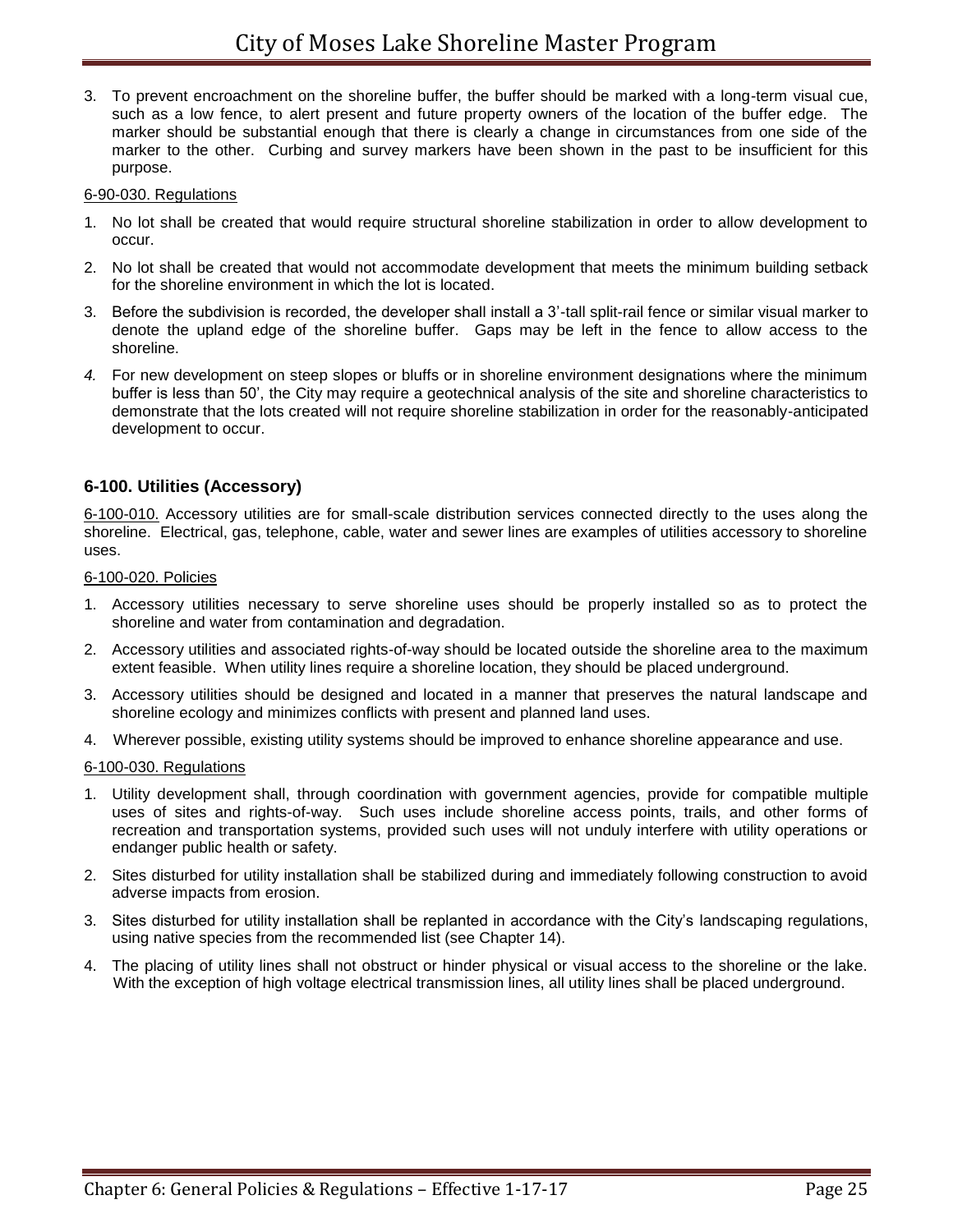3. To prevent encroachment on the shoreline buffer, the buffer should be marked with a long-term visual cue, such as a low fence, to alert present and future property owners of the location of the buffer edge. The marker should be substantial enough that there is clearly a change in circumstances from one side of the marker to the other. Curbing and survey markers have been shown in the past to be insufficient for this purpose.

6-90-030. Regulations

1. No lot shall be created that would require structural shoreline stabilization in order to allow development to occur.
2. No lot shall be created that would not accommodate development that meets the minimum building setback for the shoreline environment in which the lot is located.
3. Before the subdivision is recorded, the developer shall install a 3'-tall split-rail fence or similar visual marker to denote the upland edge of the shoreline buffer. Gaps may be left in the fence to allow access to the shoreline.
4. For new development on steep slopes or bluffs or in shoreline environment designations where the minimum buffer is less than 50', the City may require a geotechnical analysis of the site and shoreline characteristics to demonstrate that the lots created will not require shoreline stabilization in order for the reasonably-anticipated development to occur.

### 6-100. Utilities (Accessory)

6-100-010. Accessory utilities are for small-scale distribution services connected directly to the uses along the shoreline. Electrical, gas, telephone, cable, water and sewer lines are examples of utilities accessory to shoreline uses.

6-100-020. Policies

1. Accessory utilities necessary to serve shoreline uses should be properly installed so as to protect the shoreline and water from contamination and degradation.
2. Accessory utilities and associated rights-of-way should be located outside the shoreline area to the maximum extent feasible. When utility lines require a shoreline location, they should be placed underground.
3. Accessory utilities should be designed and located in a manner that preserves the natural landscape and shoreline ecology and minimizes conflicts with present and planned land uses.
4. Wherever possible, existing utility systems should be improved to enhance shoreline appearance and use.

6-100-030. Regulations

1. Utility development shall, through coordination with government agencies, provide for compatible multiple uses of sites and rights-of-way. Such uses include shoreline access points, trails, and other forms of recreation and transportation systems, provided such uses will not unduly interfere with utility operations or endanger public health or safety.
2. Sites disturbed for utility installation shall be stabilized during and immediately following construction to avoid adverse impacts from erosion.
3. Sites disturbed for utility installation shall be replanted in accordance with the City's landscaping regulations, using native species from the recommended list (see Chapter 14).
4. The placing of utility lines shall not obstruct or hinder physical or visual access to the shoreline or the lake. With the exception of high voltage electrical transmission lines, all utility lines shall be placed underground.